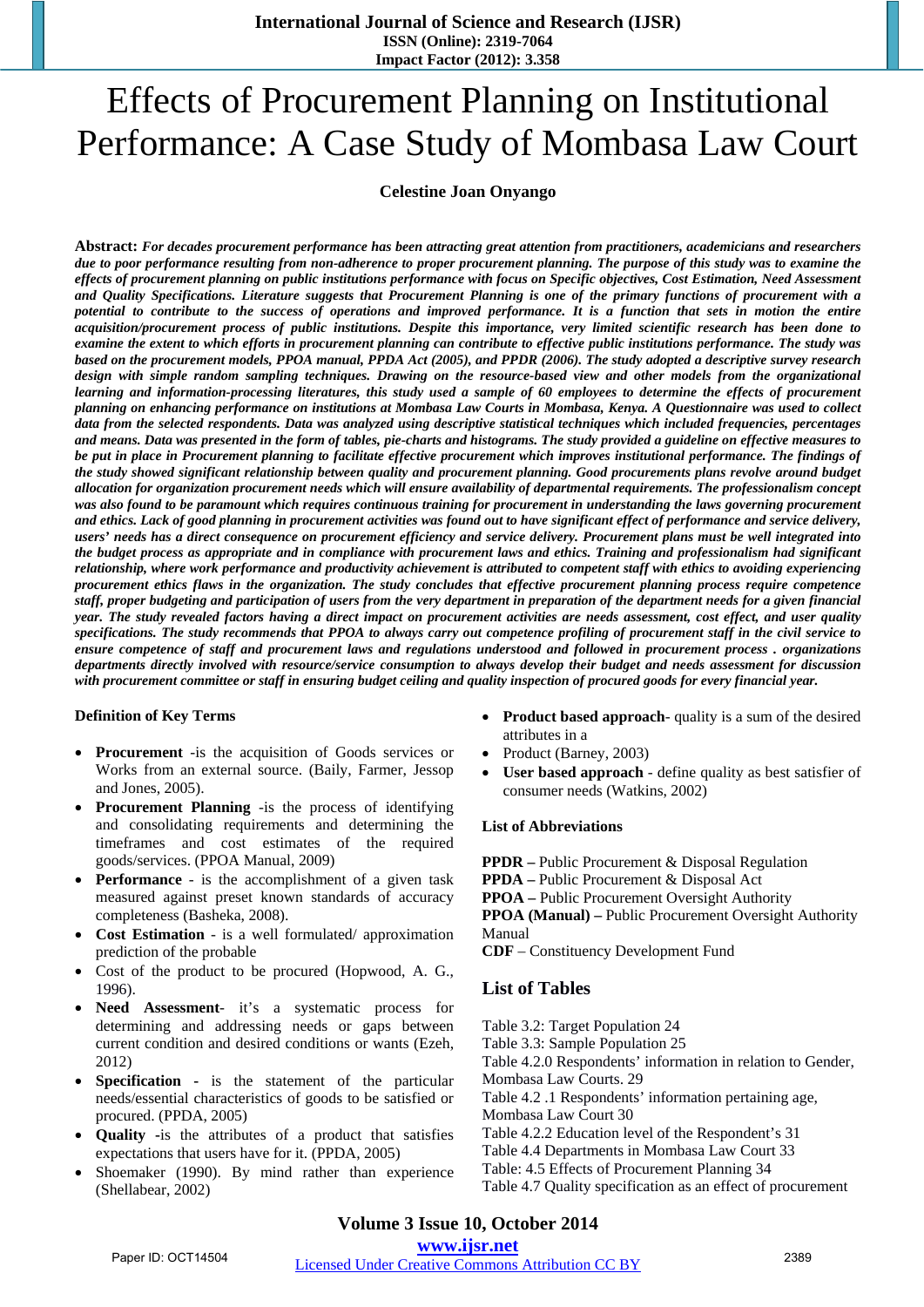# Effects of Procurement Planning on Institutional Performance: A Case Study of Mombasa Law Court

**Celestine Joan Onyango**

**Abstract:** ***For decades procurement performance has been attracting great attention from practitioners, academicians and researchers due to poor performance resulting from non-adherence to proper procurement planning. The purpose of this study was to examine the effects of procurement planning on public institutions performance with focus on Specific objectives, Cost Estimation, Need Assessment and Quality Specifications. Literature suggests that Procurement Planning is one of the primary functions of procurement with a potential to contribute to the success of operations and improved performance. It is a function that sets in motion the entire acquisition/procurement process of public institutions. Despite this importance, very limited scientific research has been done to examine the extent to which efforts in procurement planning can contribute to effective public institutions performance. The study was based on the procurement models, PPOA manual, PPDA Act (2005), and PPDR (2006). The study adopted a descriptive survey research design with simple random sampling techniques. Drawing on the resource-based view and other models from the organizational learning and information-processing literatures, this study used a sample of 60 employees to determine the effects of procurement planning on enhancing performance on institutions at Mombasa Law Courts in Mombasa, Kenya. A Questionnaire was used to collect data from the selected respondents. Data was analyzed using descriptive statistical techniques which included frequencies, percentages and means. Data was presented in the form of tables, pie-charts and histograms. The study provided a guideline on effective measures to be put in place in Procurement planning to facilitate effective procurement which improves institutional performance. The findings of the study showed significant relationship between quality and procurement planning. Good procurements plans revolve around budget allocation for organization procurement needs which will ensure availability of departmental requirements. The professionalism concept was also found to be paramount which requires continuous training for procurement in understanding the laws governing procurement and ethics. Lack of good planning in procurement activities was found out to have significant effect of performance and service delivery, users' needs has a direct consequence on procurement efficiency and service delivery. Procurement plans must be well integrated into the budget process as appropriate and in compliance with procurement laws and ethics. Training and professionalism had significant relationship, where work performance and productivity achievement is attributed to competent staff with ethics to avoiding experiencing procurement ethics flaws in the organization. The study concludes that effective procurement planning process require competence staff, proper budgeting and participation of users from the very department in preparation of the department needs for a given financial year. The study revealed factors having a direct impact on procurement activities are needs assessment, cost effect, and user quality specifications. The study recommends that PPOA to always carry out competence profiling of procurement staff in the civil service to ensure competence of staff and procurement laws and regulations understood and followed in procurement process . organizations departments directly involved with resource/service consumption to always develop their budget and needs assessment for discussion with procurement committee or staff in ensuring budget ceiling and quality inspection of procured goods for every financial year.***

**Definition of Key Terms**

- **Procurement** -is the acquisition of Goods services or Works from an external source. (Baily, Farmer, Jessop and Jones, 2005).
- **Procurement Planning** -is the process of identifying and consolidating requirements and determining the timeframes and cost estimates of the required goods/services. (PPOA Manual, 2009)
- **Performance** - is the accomplishment of a given task measured against preset known standards of accuracy completeness (Basheka, 2008).
- **Cost Estimation** - is a well formulated/ approximation prediction of the probable
- Cost of the product to be procured (Hopwood, A. G., 1996).
- **Need Assessment**- it's a systematic process for determining and addressing needs or gaps between current condition and desired conditions or wants (Ezeh, 2012)
- **Specification** - is the statement of the particular needs/essential characteristics of goods to be satisfied or procured. (PPDA, 2005)
- **Quality** -is the attributes of a product that satisfies expectations that users have for it. (PPDA, 2005)
- Shoemaker (1990). By mind rather than experience (Shellabear, 2002)
- **Product based approach**- quality is a sum of the desired attributes in a
- Product (Barney, 2003)
- **User based approach** - define quality as best satisfier of consumer needs (Watkins, 2002)

**List of Abbreviations**

**PPDR –** Public Procurement & Disposal Regulation
**PPDA –** Public Procurement & Disposal Act
**PPOA –** Public Procurement Oversight Authority
**PPOA (Manual) –** Public Procurement Oversight Authority Manual
**CDF** – Constituency Development Fund

## List of Tables

Table 3.2: Target Population 24
Table 3.3: Sample Population 25
Table 4.2.0 Respondents' information in relation to Gender, Mombasa Law Courts. 29
Table 4.2 .1 Respondents' information pertaining age, Mombasa Law Court 30
Table 4.2.2 Education level of the Respondent's 31
Table 4.4 Departments in Mombasa Law Court 33
Table: 4.5 Effects of Procurement Planning 34
Table 4.7 Quality specification as an effect of procurement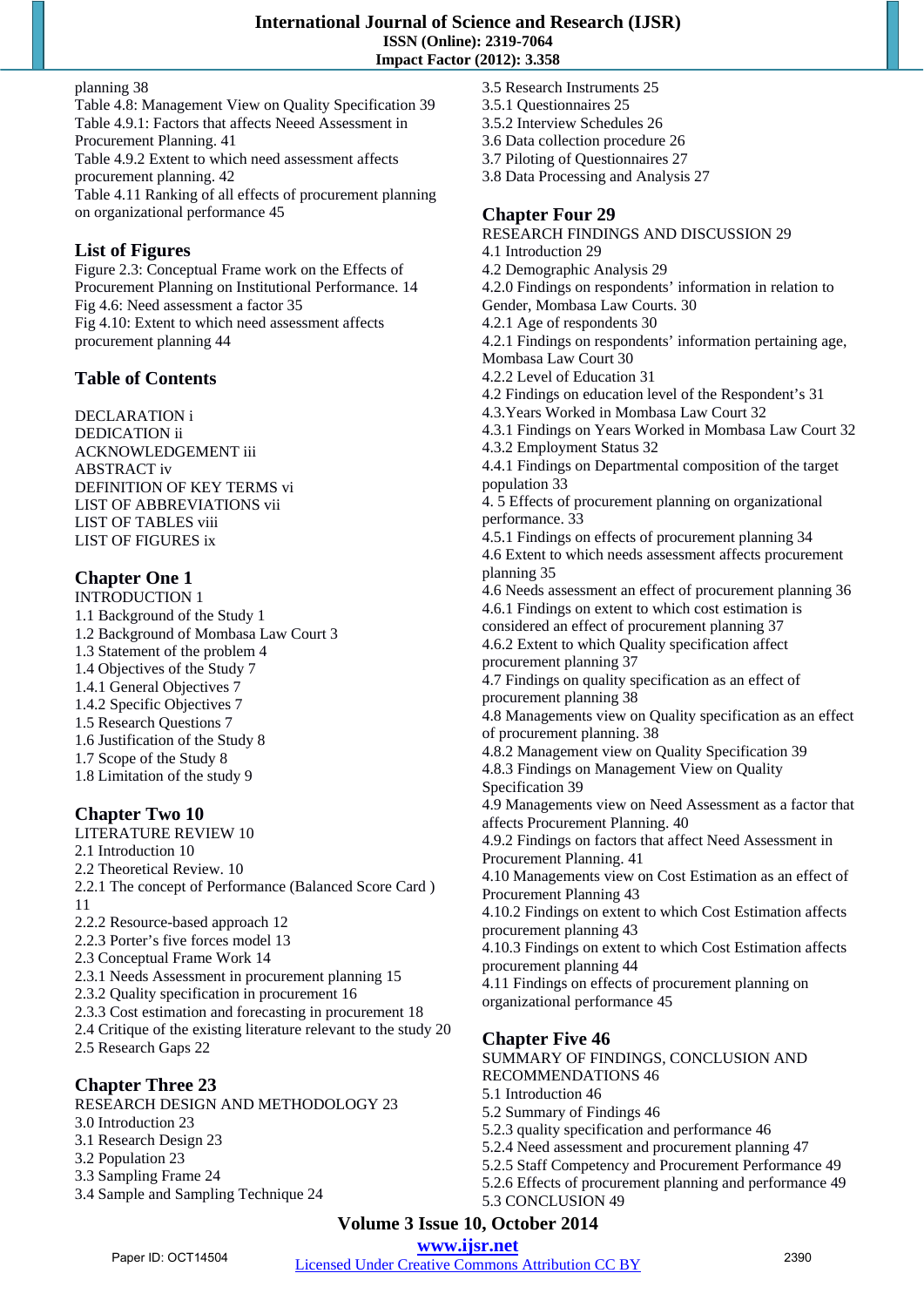planning 38
Table 4.8: Management View on Quality Specification 39
Table 4.9.1: Factors that affects Neeed Assessment in Procurement Planning. 41
Table 4.9.2 Extent to which need assessment affects procurement planning. 42
Table 4.11 Ranking of all effects of procurement planning on organizational performance 45

## List of Figures

Figure 2.3: Conceptual Frame work on the Effects of Procurement Planning on Institutional Performance. 14
Fig 4.6: Need assessment a factor 35
Fig 4.10: Extent to which need assessment affects procurement planning 44

## Table of Contents

DECLARATION i
DEDICATION ii
ACKNOWLEDGEMENT iii
ABSTRACT iv
DEFINITION OF KEY TERMS vi
LIST OF ABBREVIATIONS vii
LIST OF TABLES viii
LIST OF FIGURES ix

### Chapter One 1

INTRODUCTION 1
1.1 Background of the Study 1
1.2 Background of Mombasa Law Court 3
1.3 Statement of the problem 4
1.4 Objectives of the Study 7
1.4.1 General Objectives 7
1.4.2 Specific Objectives 7
1.5 Research Questions 7
1.6 Justification of the Study 8
1.7 Scope of the Study 8
1.8 Limitation of the study 9

### Chapter Two 10

LITERATURE REVIEW 10
2.1 Introduction 10
2.2 Theoretical Review. 10
2.2.1 The concept of Performance (Balanced Score Card ) 11
2.2.2 Resource-based approach 12
2.2.3 Porter's five forces model 13
2.3 Conceptual Frame Work 14
2.3.1 Needs Assessment in procurement planning 15
2.3.2 Quality specification in procurement 16
2.3.3 Cost estimation and forecasting in procurement 18
2.4 Critique of the existing literature relevant to the study 20
2.5 Research Gaps 22

### Chapter Three 23

RESEARCH DESIGN AND METHODOLOGY 23
3.0 Introduction 23
3.1 Research Design 23
3.2 Population 23
3.3 Sampling Frame 24
3.4 Sample and Sampling Technique 24
3.5 Research Instruments 25
3.5.1 Questionnaires 25
3.5.2 Interview Schedules 26
3.6 Data collection procedure 26
3.7 Piloting of Questionnaires 27
3.8 Data Processing and Analysis 27

### Chapter Four 29

RESEARCH FINDINGS AND DISCUSSION 29
4.1 Introduction 29
4.2 Demographic Analysis 29
4.2.0 Findings on respondents' information in relation to Gender, Mombasa Law Courts. 30
4.2.1 Age of respondents 30
4.2.1 Findings on respondents' information pertaining age, Mombasa Law Court 30
4.2.2 Level of Education 31
4.2 Findings on education level of the Respondent's 31
4.3.Years Worked in Mombasa Law Court 32
4.3.1 Findings on Years Worked in Mombasa Law Court 32
4.3.2 Employment Status 32
4.4.1 Findings on Departmental composition of the target population 33
4. 5 Effects of procurement planning on organizational performance. 33
4.5.1 Findings on effects of procurement planning 34
4.6 Extent to which needs assessment affects procurement planning 35
4.6 Needs assessment an effect of procurement planning 36
4.6.1 Findings on extent to which cost estimation is considered an effect of procurement planning 37
4.6.2 Extent to which Quality specification affect procurement planning 37
4.7 Findings on quality specification as an effect of procurement planning 38
4.8 Managements view on Quality specification as an effect of procurement planning. 38
4.8.2 Management view on Quality Specification 39
4.8.3 Findings on Management View on Quality Specification 39
4.9 Managements view on Need Assessment as a factor that affects Procurement Planning. 40
4.9.2 Findings on factors that affect Need Assessment in Procurement Planning. 41
4.10 Managements view on Cost Estimation as an effect of Procurement Planning 43
4.10.2 Findings on extent to which Cost Estimation affects procurement planning 43
4.10.3 Findings on extent to which Cost Estimation affects procurement planning 44
4.11 Findings on effects of procurement planning on organizational performance 45

### Chapter Five 46

SUMMARY OF FINDINGS, CONCLUSION AND RECOMMENDATIONS 46
5.1 Introduction 46
5.2 Summary of Findings 46
5.2.3 quality specification and performance 46
5.2.4 Need assessment and procurement planning 47
5.2.5 Staff Competency and Procurement Performance 49
5.2.6 Effects of procurement planning and performance 49
5.3 CONCLUSION 49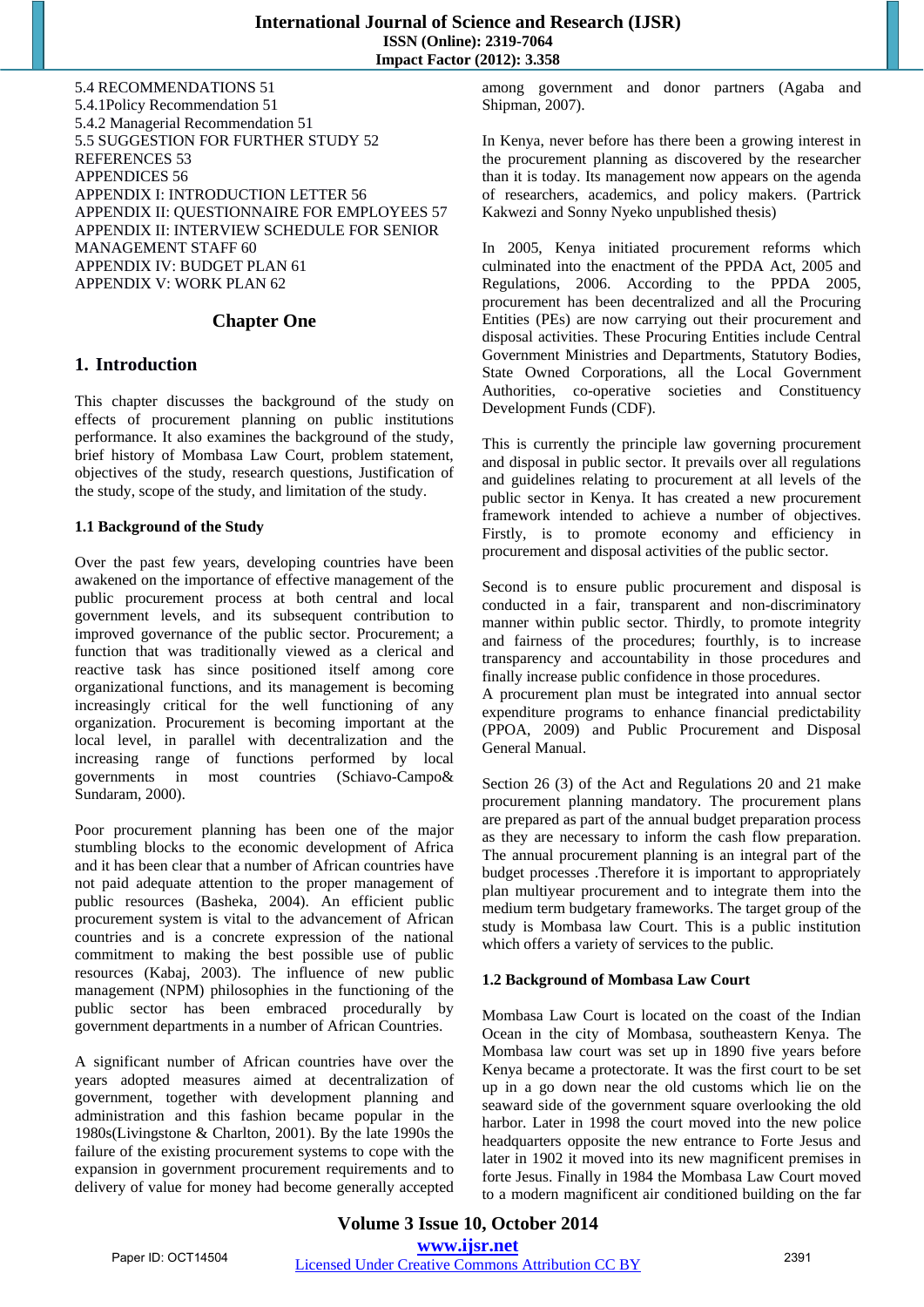5.4 RECOMMENDATIONS 51
5.4.1Policy Recommendation 51
5.4.2 Managerial Recommendation 51
5.5 SUGGESTION FOR FURTHER STUDY 52
REFERENCES 53
APPENDICES 56
APPENDIX I: INTRODUCTION LETTER 56
APPENDIX II: QUESTIONNAIRE FOR EMPLOYEES 57
APPENDIX II: INTERVIEW SCHEDULE FOR SENIOR MANAGEMENT STAFF 60
APPENDIX IV: BUDGET PLAN 61
APPENDIX V: WORK PLAN 62

## Chapter One

# 1. Introduction

This chapter discusses the background of the study on effects of procurement planning on public institutions performance. It also examines the background of the study, brief history of Mombasa Law Court, problem statement, objectives of the study, research questions, Justification of the study, scope of the study, and limitation of the study.

### 1.1 Background of the Study

Over the past few years, developing countries have been awakened on the importance of effective management of the public procurement process at both central and local government levels, and its subsequent contribution to improved governance of the public sector. Procurement; a function that was traditionally viewed as a clerical and reactive task has since positioned itself among core organizational functions, and its management is becoming increasingly critical for the well functioning of any organization. Procurement is becoming important at the local level, in parallel with decentralization and the increasing range of functions performed by local governments in most countries (Schiavo-Campo& Sundaram, 2000).

Poor procurement planning has been one of the major stumbling blocks to the economic development of Africa and it has been clear that a number of African countries have not paid adequate attention to the proper management of public resources (Basheka, 2004). An efficient public procurement system is vital to the advancement of African countries and is a concrete expression of the national commitment to making the best possible use of public resources (Kabaj, 2003). The influence of new public management (NPM) philosophies in the functioning of the public sector has been embraced procedurally by government departments in a number of African Countries.

A significant number of African countries have over the years adopted measures aimed at decentralization of government, together with development planning and administration and this fashion became popular in the 1980s(Livingstone & Charlton, 2001). By the late 1990s the failure of the existing procurement systems to cope with the expansion in government procurement requirements and to delivery of value for money had become generally accepted among government and donor partners (Agaba and Shipman, 2007).

In Kenya, never before has there been a growing interest in the procurement planning as discovered by the researcher than it is today. Its management now appears on the agenda of researchers, academics, and policy makers. (Partrick Kakwezi and Sonny Nyeko unpublished thesis)

In 2005, Kenya initiated procurement reforms which culminated into the enactment of the PPDA Act, 2005 and Regulations, 2006. According to the PPDA 2005, procurement has been decentralized and all the Procuring Entities (PEs) are now carrying out their procurement and disposal activities. These Procuring Entities include Central Government Ministries and Departments, Statutory Bodies, State Owned Corporations, all the Local Government Authorities, co-operative societies and Constituency Development Funds (CDF).

This is currently the principle law governing procurement and disposal in public sector. It prevails over all regulations and guidelines relating to procurement at all levels of the public sector in Kenya. It has created a new procurement framework intended to achieve a number of objectives. Firstly, is to promote economy and efficiency in procurement and disposal activities of the public sector.

Second is to ensure public procurement and disposal is conducted in a fair, transparent and non-discriminatory manner within public sector. Thirdly, to promote integrity and fairness of the procedures; fourthly, is to increase transparency and accountability in those procedures and finally increase public confidence in those procedures.
A procurement plan must be integrated into annual sector expenditure programs to enhance financial predictability (PPOA, 2009) and Public Procurement and Disposal General Manual.

Section 26 (3) of the Act and Regulations 20 and 21 make procurement planning mandatory. The procurement plans are prepared as part of the annual budget preparation process as they are necessary to inform the cash flow preparation. The annual procurement planning is an integral part of the budget processes .Therefore it is important to appropriately plan multiyear procurement and to integrate them into the medium term budgetary frameworks. The target group of the study is Mombasa law Court. This is a public institution which offers a variety of services to the public.

### 1.2 Background of Mombasa Law Court

Mombasa Law Court is located on the coast of the Indian Ocean in the city of Mombasa, southeastern Kenya. The Mombasa law court was set up in 1890 five years before Kenya became a protectorate. It was the first court to be set up in a go down near the old customs which lie on the seaward side of the government square overlooking the old harbor. Later in 1998 the court moved into the new police headquarters opposite the new entrance to Forte Jesus and later in 1902 it moved into its new magnificent premises in forte Jesus. Finally in 1984 the Mombasa Law Court moved to a modern magnificent air conditioned building on the far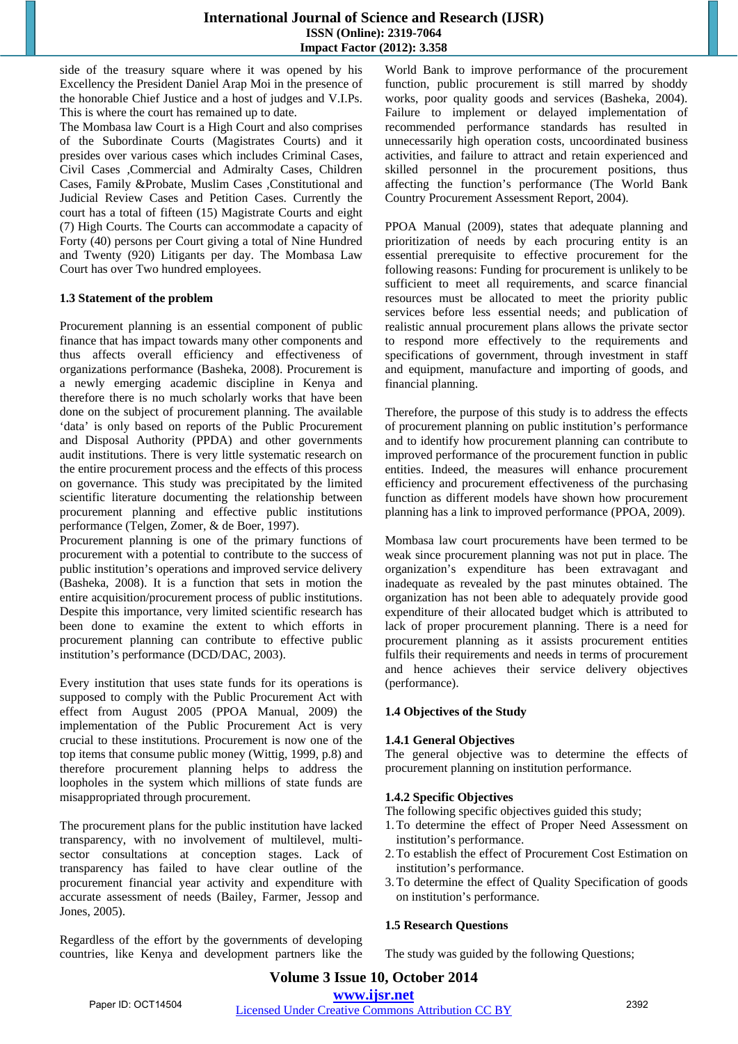side of the treasury square where it was opened by his Excellency the President Daniel Arap Moi in the presence of the honorable Chief Justice and a host of judges and V.I.Ps. This is where the court has remained up to date.

The Mombasa law Court is a High Court and also comprises of the Subordinate Courts (Magistrates Courts) and it presides over various cases which includes Criminal Cases, Civil Cases ,Commercial and Admiralty Cases, Children Cases, Family &Probate, Muslim Cases ,Constitutional and Judicial Review Cases and Petition Cases. Currently the court has a total of fifteen (15) Magistrate Courts and eight (7) High Courts. The Courts can accommodate a capacity of Forty (40) persons per Court giving a total of Nine Hundred and Twenty (920) Litigants per day. The Mombasa Law Court has over Two hundred employees.

### 1.3 Statement of the problem

Procurement planning is an essential component of public finance that has impact towards many other components and thus affects overall efficiency and effectiveness of organizations performance (Basheka, 2008). Procurement is a newly emerging academic discipline in Kenya and therefore there is no much scholarly works that have been done on the subject of procurement planning. The available 'data' is only based on reports of the Public Procurement and Disposal Authority (PPDA) and other governments audit institutions. There is very little systematic research on the entire procurement process and the effects of this process on governance. This study was precipitated by the limited scientific literature documenting the relationship between procurement planning and effective public institutions performance (Telgen, Zomer, & de Boer, 1997).

Procurement planning is one of the primary functions of procurement with a potential to contribute to the success of public institution's operations and improved service delivery (Basheka, 2008). It is a function that sets in motion the entire acquisition/procurement process of public institutions. Despite this importance, very limited scientific research has been done to examine the extent to which efforts in procurement planning can contribute to effective public institution's performance (DCD/DAC, 2003).

Every institution that uses state funds for its operations is supposed to comply with the Public Procurement Act with effect from August 2005 (PPOA Manual, 2009) the implementation of the Public Procurement Act is very crucial to these institutions. Procurement is now one of the top items that consume public money (Wittig, 1999, p.8) and therefore procurement planning helps to address the loopholes in the system which millions of state funds are misappropriated through procurement.

The procurement plans for the public institution have lacked transparency, with no involvement of multilevel, multi-sector consultations at conception stages. Lack of transparency has failed to have clear outline of the procurement financial year activity and expenditure with accurate assessment of needs (Bailey, Farmer, Jessop and Jones, 2005).

Regardless of the effort by the governments of developing countries, like Kenya and development partners like the World Bank to improve performance of the procurement function, public procurement is still marred by shoddy works, poor quality goods and services (Basheka, 2004). Failure to implement or delayed implementation of recommended performance standards has resulted in unnecessarily high operation costs, uncoordinated business activities, and failure to attract and retain experienced and skilled personnel in the procurement positions, thus affecting the function's performance (The World Bank Country Procurement Assessment Report, 2004).

PPOA Manual (2009), states that adequate planning and prioritization of needs by each procuring entity is an essential prerequisite to effective procurement for the following reasons: Funding for procurement is unlikely to be sufficient to meet all requirements, and scarce financial resources must be allocated to meet the priority public services before less essential needs; and publication of realistic annual procurement plans allows the private sector to respond more effectively to the requirements and specifications of government, through investment in staff and equipment, manufacture and importing of goods, and financial planning.

Therefore, the purpose of this study is to address the effects of procurement planning on public institution's performance and to identify how procurement planning can contribute to improved performance of the procurement function in public entities. Indeed, the measures will enhance procurement efficiency and procurement effectiveness of the purchasing function as different models have shown how procurement planning has a link to improved performance (PPOA, 2009).

Mombasa law court procurements have been termed to be weak since procurement planning was not put in place. The organization's expenditure has been extravagant and inadequate as revealed by the past minutes obtained. The organization has not been able to adequately provide good expenditure of their allocated budget which is attributed to lack of proper procurement planning. There is a need for procurement planning as it assists procurement entities fulfils their requirements and needs in terms of procurement and hence achieves their service delivery objectives (performance).

### 1.4 Objectives of the Study

#### 1.4.1 General Objectives

The general objective was to determine the effects of procurement planning on institution performance.

#### 1.4.2 Specific Objectives

The following specific objectives guided this study;

1. To determine the effect of Proper Need Assessment on institution's performance.
2. To establish the effect of Procurement Cost Estimation on institution's performance.
3. To determine the effect of Quality Specification of goods on institution's performance.

### 1.5 Research Questions

The study was guided by the following Questions;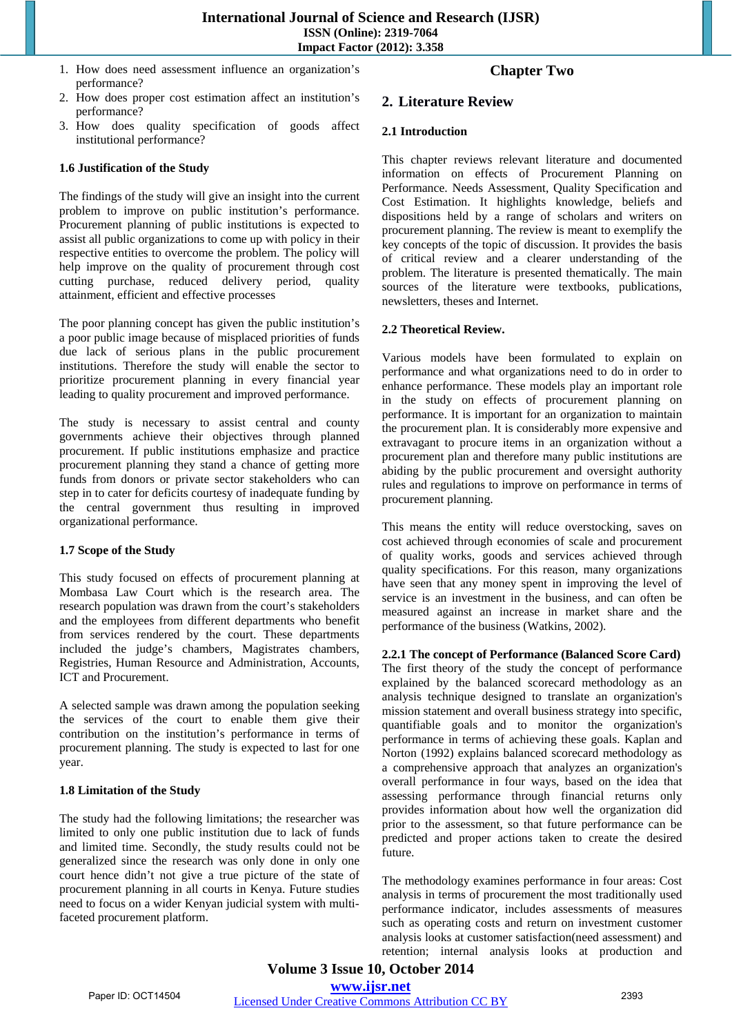1. How does need assessment influence an organization's performance?
2. How does proper cost estimation affect an institution's performance?
3. How does quality specification of goods affect institutional performance?

### 1.6 Justification of the Study

The findings of the study will give an insight into the current problem to improve on public institution's performance. Procurement planning of public institutions is expected to assist all public organizations to come up with policy in their respective entities to overcome the problem. The policy will help improve on the quality of procurement through cost cutting purchase, reduced delivery period, quality attainment, efficient and effective processes

The poor planning concept has given the public institution's a poor public image because of misplaced priorities of funds due lack of serious plans in the public procurement institutions. Therefore the study will enable the sector to prioritize procurement planning in every financial year leading to quality procurement and improved performance.

The study is necessary to assist central and county governments achieve their objectives through planned procurement. If public institutions emphasize and practice procurement planning they stand a chance of getting more funds from donors or private sector stakeholders who can step in to cater for deficits courtesy of inadequate funding by the central government thus resulting in improved organizational performance.

### 1.7 Scope of the Study

This study focused on effects of procurement planning at Mombasa Law Court which is the research area. The research population was drawn from the court's stakeholders and the employees from different departments who benefit from services rendered by the court. These departments included the judge's chambers, Magistrates chambers, Registries, Human Resource and Administration, Accounts, ICT and Procurement.

A selected sample was drawn among the population seeking the services of the court to enable them give their contribution on the institution's performance in terms of procurement planning. The study is expected to last for one year.

### 1.8 Limitation of the Study

The study had the following limitations; the researcher was limited to only one public institution due to lack of funds and limited time. Secondly, the study results could not be generalized since the research was only done in only one court hence didn't not give a true picture of the state of procurement planning in all courts in Kenya. Future studies need to focus on a wider Kenyan judicial system with multi-faceted procurement platform.

# Chapter Two

## 2. Literature Review

### 2.1 Introduction

This chapter reviews relevant literature and documented information on effects of Procurement Planning on Performance. Needs Assessment, Quality Specification and Cost Estimation. It highlights knowledge, beliefs and dispositions held by a range of scholars and writers on procurement planning. The review is meant to exemplify the key concepts of the topic of discussion. It provides the basis of critical review and a clearer understanding of the problem. The literature is presented thematically. The main sources of the literature were textbooks, publications, newsletters, theses and Internet.

### 2.2 Theoretical Review.

Various models have been formulated to explain on performance and what organizations need to do in order to enhance performance. These models play an important role in the study on effects of procurement planning on performance. It is important for an organization to maintain the procurement plan. It is considerably more expensive and extravagant to procure items in an organization without a procurement plan and therefore many public institutions are abiding by the public procurement and oversight authority rules and regulations to improve on performance in terms of procurement planning.

This means the entity will reduce overstocking, saves on cost achieved through economies of scale and procurement of quality works, goods and services achieved through quality specifications. For this reason, many organizations have seen that any money spent in improving the level of service is an investment in the business, and can often be measured against an increase in market share and the performance of the business (Watkins, 2002).

#### 2.2.1 The concept of Performance (Balanced Score Card)

The first theory of the study the concept of performance explained by the balanced scorecard methodology as an analysis technique designed to translate an organization's mission statement and overall business strategy into specific, quantifiable goals and to monitor the organization's performance in terms of achieving these goals. Kaplan and Norton (1992) explains balanced scorecard methodology as a comprehensive approach that analyzes an organization's overall performance in four ways, based on the idea that assessing performance through financial returns only provides information about how well the organization did prior to the assessment, so that future performance can be predicted and proper actions taken to create the desired future.

The methodology examines performance in four areas: Cost analysis in terms of procurement the most traditionally used performance indicator, includes assessments of measures such as operating costs and return on investment customer analysis looks at customer satisfaction(need assessment) and retention; internal analysis looks at production and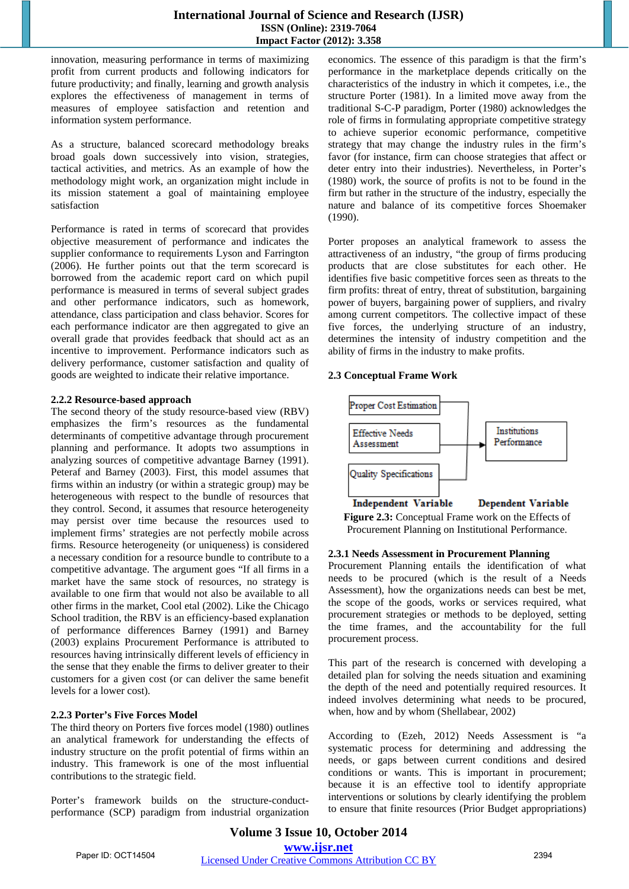innovation, measuring performance in terms of maximizing profit from current products and following indicators for future productivity; and finally, learning and growth analysis explores the effectiveness of management in terms of measures of employee satisfaction and retention and information system performance.

As a structure, balanced scorecard methodology breaks broad goals down successively into vision, strategies, tactical activities, and metrics. As an example of how the methodology might work, an organization might include in its mission statement a goal of maintaining employee satisfaction

Performance is rated in terms of scorecard that provides objective measurement of performance and indicates the supplier conformance to requirements Lyson and Farrington (2006). He further points out that the term scorecard is borrowed from the academic report card on which pupil performance is measured in terms of several subject grades and other performance indicators, such as homework, attendance, class participation and class behavior. Scores for each performance indicator are then aggregated to give an overall grade that provides feedback that should act as an incentive to improvement. Performance indicators such as delivery performance, customer satisfaction and quality of goods are weighted to indicate their relative importance.

### 2.2.2 Resource-based approach

The second theory of the study resource-based view (RBV) emphasizes the firm's resources as the fundamental determinants of competitive advantage through procurement planning and performance. It adopts two assumptions in analyzing sources of competitive advantage Barney (1991). Peteraf and Barney (2003). First, this model assumes that firms within an industry (or within a strategic group) may be heterogeneous with respect to the bundle of resources that they control. Second, it assumes that resource heterogeneity may persist over time because the resources used to implement firms' strategies are not perfectly mobile across firms. Resource heterogeneity (or uniqueness) is considered a necessary condition for a resource bundle to contribute to a competitive advantage. The argument goes "If all firms in a market have the same stock of resources, no strategy is available to one firm that would not also be available to all other firms in the market, Cool etal (2002). Like the Chicago School tradition, the RBV is an efficiency-based explanation of performance differences Barney (1991) and Barney (2003) explains Procurement Performance is attributed to resources having intrinsically different levels of efficiency in the sense that they enable the firms to deliver greater to their customers for a given cost (or can deliver the same benefit levels for a lower cost).

### 2.2.3 Porter's Five Forces Model

The third theory on Porters five forces model (1980) outlines an analytical framework for understanding the effects of industry structure on the profit potential of firms within an industry. This framework is one of the most influential contributions to the strategic field.

Porter's framework builds on the structure-conduct-performance (SCP) paradigm from industrial organization economics. The essence of this paradigm is that the firm's performance in the marketplace depends critically on the characteristics of the industry in which it competes, i.e., the structure Porter (1981). In a limited move away from the traditional S-C-P paradigm, Porter (1980) acknowledges the role of firms in formulating appropriate competitive strategy to achieve superior economic performance, competitive strategy that may change the industry rules in the firm's favor (for instance, firm can choose strategies that affect or deter entry into their industries). Nevertheless, in Porter's (1980) work, the source of profits is not to be found in the firm but rather in the structure of the industry, especially the nature and balance of its competitive forces Shoemaker (1990).

Porter proposes an analytical framework to assess the attractiveness of an industry, "the group of firms producing products that are close substitutes for each other. He identifies five basic competitive forces seen as threats to the firm profits: threat of entry, threat of substitution, bargaining power of buyers, bargaining power of suppliers, and rivalry among current competitors. The collective impact of these five forces, the underlying structure of an industry, determines the intensity of industry competition and the ability of firms in the industry to make profits.

### 2.3 Conceptual Frame Work

Proper Cost Estimation

Effective Needs Assessment

Quality Specifications

Institutions Performance

**Independent Variable** **Dependent Variable**

**Figure 2.3:** Conceptual Frame work on the Effects of Procurement Planning on Institutional Performance.

#### 2.3.1 Needs Assessment in Procurement Planning

Procurement Planning entails the identification of what needs to be procured (which is the result of a Needs Assessment), how the organizations needs can best be met, the scope of the goods, works or services required, what procurement strategies or methods to be deployed, setting the time frames, and the accountability for the full procurement process.

This part of the research is concerned with developing a detailed plan for solving the needs situation and examining the depth of the need and potentially required resources. It indeed involves determining what needs to be procured, when, how and by whom (Shellabear, 2002)

According to (Ezeh, 2012) Needs Assessment is "a systematic process for determining and addressing the needs, or gaps between current conditions and desired conditions or wants. This is important in procurement; because it is an effective tool to identify appropriate interventions or solutions by clearly identifying the problem to ensure that finite resources (Prior Budget appropriations)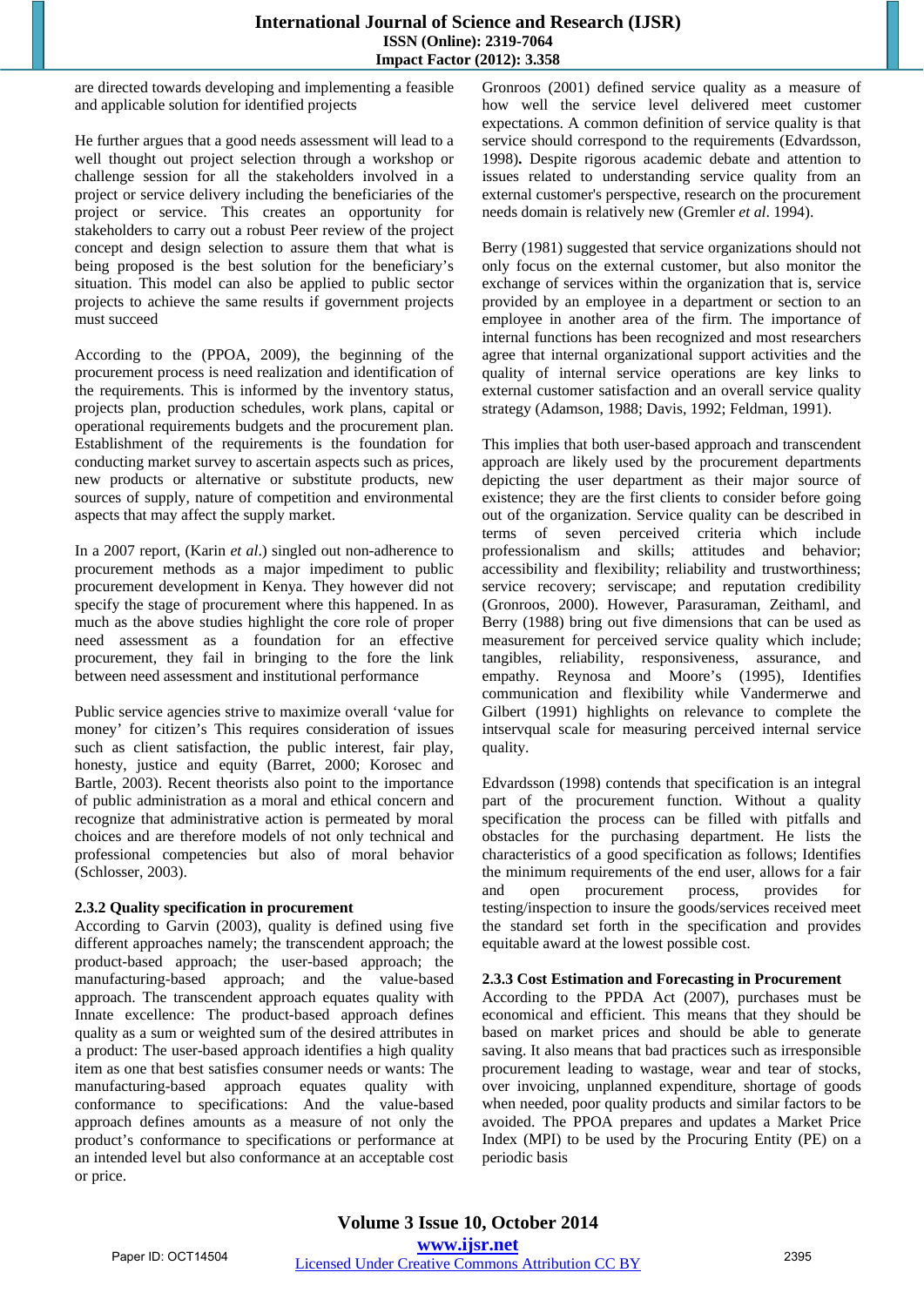are directed towards developing and implementing a feasible and applicable solution for identified projects

He further argues that a good needs assessment will lead to a well thought out project selection through a workshop or challenge session for all the stakeholders involved in a project or service delivery including the beneficiaries of the project or service. This creates an opportunity for stakeholders to carry out a robust Peer review of the project concept and design selection to assure them that what is being proposed is the best solution for the beneficiary's situation. This model can also be applied to public sector projects to achieve the same results if government projects must succeed

According to the (PPOA, 2009), the beginning of the procurement process is need realization and identification of the requirements. This is informed by the inventory status, projects plan, production schedules, work plans, capital or operational requirements budgets and the procurement plan. Establishment of the requirements is the foundation for conducting market survey to ascertain aspects such as prices, new products or alternative or substitute products, new sources of supply, nature of competition and environmental aspects that may affect the supply market.

In a 2007 report, (Karin *et al*.) singled out non-adherence to procurement methods as a major impediment to public procurement development in Kenya. They however did not specify the stage of procurement where this happened. In as much as the above studies highlight the core role of proper need assessment as a foundation for an effective procurement, they fail in bringing to the fore the link between need assessment and institutional performance

Public service agencies strive to maximize overall 'value for money' for citizen's This requires consideration of issues such as client satisfaction, the public interest, fair play, honesty, justice and equity (Barret, 2000; Korosec and Bartle, 2003). Recent theorists also point to the importance of public administration as a moral and ethical concern and recognize that administrative action is permeated by moral choices and are therefore models of not only technical and professional competencies but also of moral behavior (Schlosser, 2003).

### 2.3.2 Quality specification in procurement

According to Garvin (2003), quality is defined using five different approaches namely; the transcendent approach; the product-based approach; the user-based approach; the manufacturing-based approach; and the value-based approach. The transcendent approach equates quality with Innate excellence: The product-based approach defines quality as a sum or weighted sum of the desired attributes in a product: The user-based approach identifies a high quality item as one that best satisfies consumer needs or wants: The manufacturing-based approach equates quality with conformance to specifications: And the value-based approach defines amounts as a measure of not only the product's conformance to specifications or performance at an intended level but also conformance at an acceptable cost or price.

Gronroos (2001) defined service quality as a measure of how well the service level delivered meet customer expectations. A common definition of service quality is that service should correspond to the requirements (Edvardsson, 1998). Despite rigorous academic debate and attention to issues related to understanding service quality from an external customer's perspective, research on the procurement needs domain is relatively new (Gremler *et al*. 1994).

Berry (1981) suggested that service organizations should not only focus on the external customer, but also monitor the exchange of services within the organization that is, service provided by an employee in a department or section to an employee in another area of the firm. The importance of internal functions has been recognized and most researchers agree that internal organizational support activities and the quality of internal service operations are key links to external customer satisfaction and an overall service quality strategy (Adamson, 1988; Davis, 1992; Feldman, 1991).

This implies that both user-based approach and transcendent approach are likely used by the procurement departments depicting the user department as their major source of existence; they are the first clients to consider before going out of the organization. Service quality can be described in terms of seven perceived criteria which include professionalism and skills; attitudes and behavior; accessibility and flexibility; reliability and trustworthiness; service recovery; serviscape; and reputation credibility (Gronroos, 2000). However, Parasuraman, Zeithaml, and Berry (1988) bring out five dimensions that can be used as measurement for perceived service quality which include; tangibles, reliability, responsiveness, assurance, and empathy. Reynosa and Moore's (1995), Identifies communication and flexibility while Vandermerwe and Gilbert (1991) highlights on relevance to complete the intservqual scale for measuring perceived internal service quality.

Edvardsson (1998) contends that specification is an integral part of the procurement function. Without a quality specification the process can be filled with pitfalls and obstacles for the purchasing department. He lists the characteristics of a good specification as follows; Identifies the minimum requirements of the end user, allows for a fair and open procurement process, provides for testing/inspection to insure the goods/services received meet the standard set forth in the specification and provides equitable award at the lowest possible cost.

### 2.3.3 Cost Estimation and Forecasting in Procurement

According to the PPDA Act (2007), purchases must be economical and efficient. This means that they should be based on market prices and should be able to generate saving. It also means that bad practices such as irresponsible procurement leading to wastage, wear and tear of stocks, over invoicing, unplanned expenditure, shortage of goods when needed, poor quality products and similar factors to be avoided. The PPOA prepares and updates a Market Price Index (MPI) to be used by the Procuring Entity (PE) on a periodic basis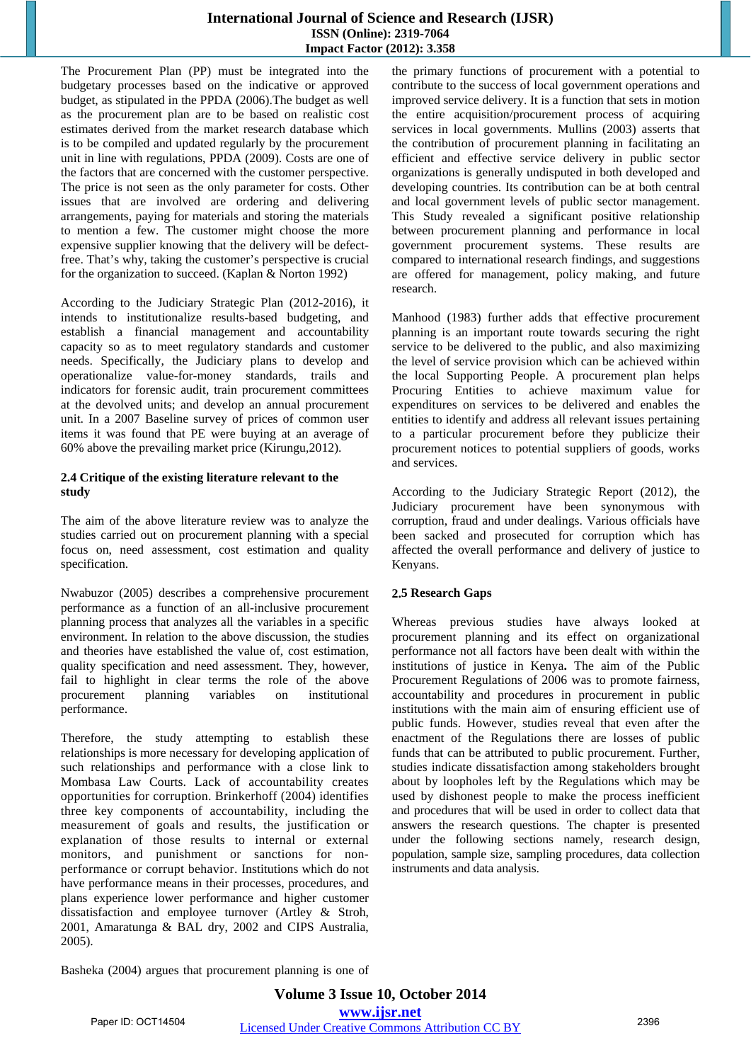The Procurement Plan (PP) must be integrated into the budgetary processes based on the indicative or approved budget, as stipulated in the PPDA (2006).The budget as well as the procurement plan are to be based on realistic cost estimates derived from the market research database which is to be compiled and updated regularly by the procurement unit in line with regulations, PPDA (2009). Costs are one of the factors that are concerned with the customer perspective. The price is not seen as the only parameter for costs. Other issues that are involved are ordering and delivering arrangements, paying for materials and storing the materials to mention a few. The customer might choose the more expensive supplier knowing that the delivery will be defect-free. That's why, taking the customer's perspective is crucial for the organization to succeed. (Kaplan & Norton 1992)

According to the Judiciary Strategic Plan (2012-2016), it intends to institutionalize results-based budgeting, and establish a financial management and accountability capacity so as to meet regulatory standards and customer needs. Specifically, the Judiciary plans to develop and operationalize value-for-money standards, trails and indicators for forensic audit, train procurement committees at the devolved units; and develop an annual procurement unit. In a 2007 Baseline survey of prices of common user items it was found that PE were buying at an average of 60% above the prevailing market price (Kirungu,2012).

### 2.4 Critique of the existing literature relevant to the study

The aim of the above literature review was to analyze the studies carried out on procurement planning with a special focus on, need assessment, cost estimation and quality specification.

Nwabuzor (2005) describes a comprehensive procurement performance as a function of an all-inclusive procurement planning process that analyzes all the variables in a specific environment. In relation to the above discussion, the studies and theories have established the value of, cost estimation, quality specification and need assessment. They, however, fail to highlight in clear terms the role of the above procurement planning variables on institutional performance.

Therefore, the study attempting to establish these relationships is more necessary for developing application of such relationships and performance with a close link to Mombasa Law Courts. Lack of accountability creates opportunities for corruption. Brinkerhoff (2004) identifies three key components of accountability, including the measurement of goals and results, the justification or explanation of those results to internal or external monitors, and punishment or sanctions for non-performance or corrupt behavior. Institutions which do not have performance means in their processes, procedures, and plans experience lower performance and higher customer dissatisfaction and employee turnover (Artley & Stroh, 2001, Amaratunga & BAL dry, 2002 and CIPS Australia, 2005).

Basheka (2004) argues that procurement planning is one of the primary functions of procurement with a potential to contribute to the success of local government operations and improved service delivery. It is a function that sets in motion the entire acquisition/procurement process of acquiring services in local governments. Mullins (2003) asserts that the contribution of procurement planning in facilitating an efficient and effective service delivery in public sector organizations is generally undisputed in both developed and developing countries. Its contribution can be at both central and local government levels of public sector management. This Study revealed a significant positive relationship between procurement planning and performance in local government procurement systems. These results are compared to international research findings, and suggestions are offered for management, policy making, and future research.

Manhood (1983) further adds that effective procurement planning is an important route towards securing the right service to be delivered to the public, and also maximizing the level of service provision which can be achieved within the local Supporting People. A procurement plan helps Procuring Entities to achieve maximum value for expenditures on services to be delivered and enables the entities to identify and address all relevant issues pertaining to a particular procurement before they publicize their procurement notices to potential suppliers of goods, works and services.

According to the Judiciary Strategic Report (2012), the Judiciary procurement have been synonymous with corruption, fraud and under dealings. Various officials have been sacked and prosecuted for corruption which has affected the overall performance and delivery of justice to Kenyans.

### 2.5 Research Gaps

Whereas previous studies have always looked at procurement planning and its effect on organizational performance not all factors have been dealt with within the institutions of justice in Kenya**.** The aim of the Public Procurement Regulations of 2006 was to promote fairness, accountability and procedures in procurement in public institutions with the main aim of ensuring efficient use of public funds. However, studies reveal that even after the enactment of the Regulations there are losses of public funds that can be attributed to public procurement. Further, studies indicate dissatisfaction among stakeholders brought about by loopholes left by the Regulations which may be used by dishonest people to make the process inefficient and procedures that will be used in order to collect data that answers the research questions. The chapter is presented under the following sections namely, research design, population, sample size, sampling procedures, data collection instruments and data analysis.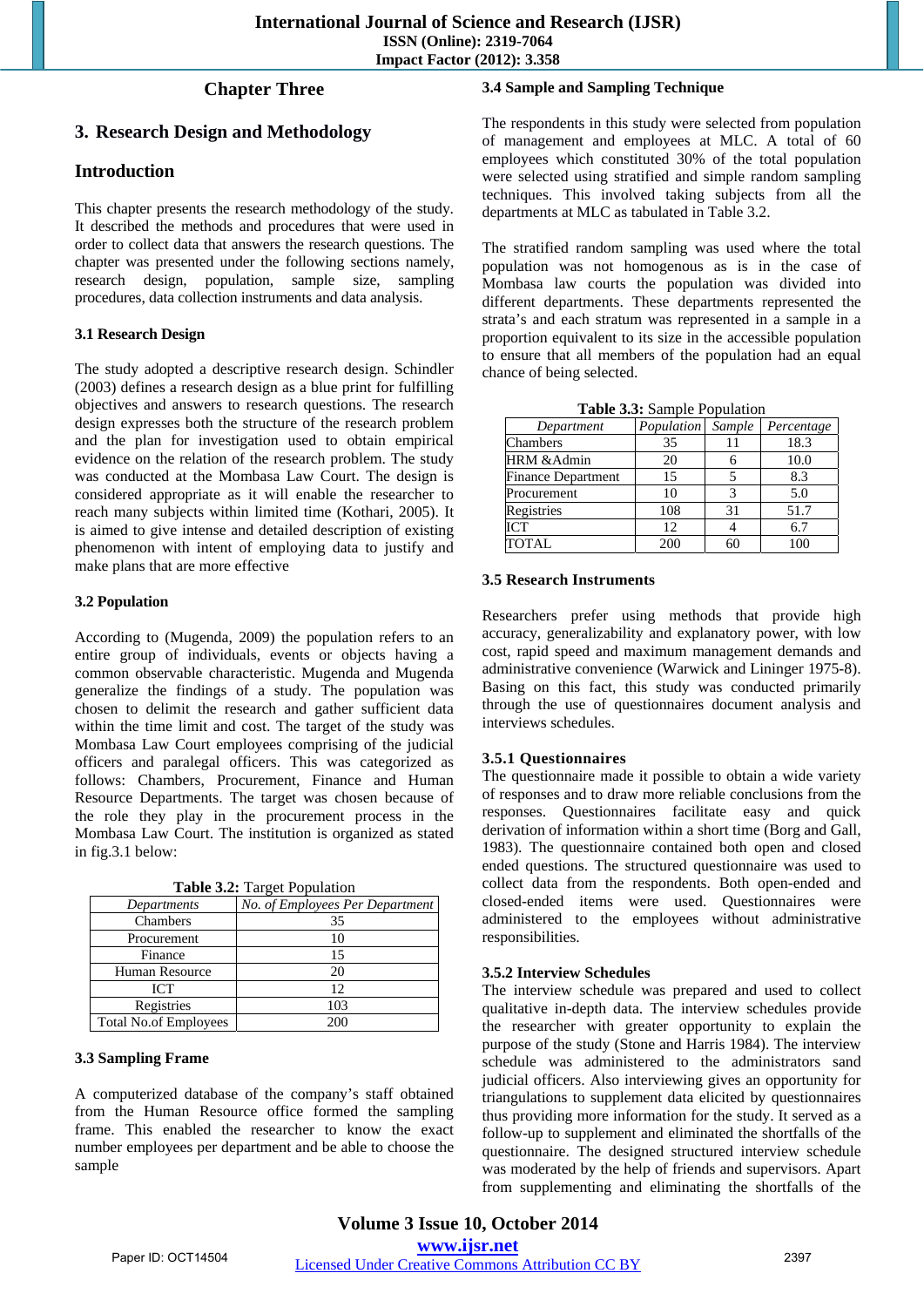## Chapter Three

# 3. Research Design and Methodology

## Introduction

This chapter presents the research methodology of the study. It described the methods and procedures that were used in order to collect data that answers the research questions. The chapter was presented under the following sections namely, research design, population, sample size, sampling procedures, data collection instruments and data analysis.

### 3.1 Research Design

The study adopted a descriptive research design. Schindler (2003) defines a research design as a blue print for fulfilling objectives and answers to research questions. The research design expresses both the structure of the research problem and the plan for investigation used to obtain empirical evidence on the relation of the research problem. The study was conducted at the Mombasa Law Court. The design is considered appropriate as it will enable the researcher to reach many subjects within limited time (Kothari, 2005). It is aimed to give intense and detailed description of existing phenomenon with intent of employing data to justify and make plans that are more effective

### 3.2 Population

According to (Mugenda, 2009) the population refers to an entire group of individuals, events or objects having a common observable characteristic. Mugenda and Mugenda generalize the findings of a study. The population was chosen to delimit the research and gather sufficient data within the time limit and cost. The target of the study was Mombasa Law Court employees comprising of the judicial officers and paralegal officers. This was categorized as follows: Chambers, Procurement, Finance and Human Resource Departments. The target was chosen because of the role they play in the procurement process in the Mombasa Law Court. The institution is organized as stated in fig.3.1 below:

**Table 3.2:** Target Population

| *Departments* | *No. of Employees Per Department* |
|---|---|
| Chambers | 35 |
| Procurement | 10 |
| Finance | 15 |
| Human Resource | 20 |
| ICT | 12 |
| Registries | 103 |
| Total No.of Employees | 200 |

### 3.3 Sampling Frame

A computerized database of the company's staff obtained from the Human Resource office formed the sampling frame. This enabled the researcher to know the exact number employees per department and be able to choose the sample

### 3.4 Sample and Sampling Technique

The respondents in this study were selected from population of management and employees at MLC. A total of 60 employees which constituted 30% of the total population were selected using stratified and simple random sampling techniques. This involved taking subjects from all the departments at MLC as tabulated in Table 3.2.

The stratified random sampling was used where the total population was not homogenous as is in the case of Mombasa law courts the population was divided into different departments. These departments represented the strata's and each stratum was represented in a sample in a proportion equivalent to its size in the accessible population to ensure that all members of the population had an equal chance of being selected.

**Table 3.3:** Sample Population

| *Department* | *Population* | *Sample* | *Percentage* |
|---|---|---|---|
| Chambers | 35 | 11 | 18.3 |
| HRM &Admin | 20 | 6 | 10.0 |
| Finance Department | 15 | 5 | 8.3 |
| Procurement | 10 | 3 | 5.0 |
| Registries | 108 | 31 | 51.7 |
| ICT | 12 | 4 | 6.7 |
| TOTAL | 200 | 60 | 100 |

### 3.5 Research Instruments

Researchers prefer using methods that provide high accuracy, generalizability and explanatory power, with low cost, rapid speed and maximum management demands and administrative convenience (Warwick and Lininger 1975-8). Basing on this fact, this study was conducted primarily through the use of questionnaires document analysis and interviews schedules.

#### 3.5.1 Questionnaires

The questionnaire made it possible to obtain a wide variety of responses and to draw more reliable conclusions from the responses. Questionnaires facilitate easy and quick derivation of information within a short time (Borg and Gall, 1983). The questionnaire contained both open and closed ended questions. The structured questionnaire was used to collect data from the respondents. Both open-ended and closed-ended items were used. Questionnaires were administered to the employees without administrative responsibilities.

#### 3.5.2 Interview Schedules

The interview schedule was prepared and used to collect qualitative in-depth data. The interview schedules provide the researcher with greater opportunity to explain the purpose of the study (Stone and Harris 1984). The interview schedule was administered to the administrators sand judicial officers. Also interviewing gives an opportunity for triangulations to supplement data elicited by questionnaires thus providing more information for the study. It served as a follow-up to supplement and eliminated the shortfalls of the questionnaire. The designed structured interview schedule was moderated by the help of friends and supervisors. Apart from supplementing and eliminating the shortfalls of the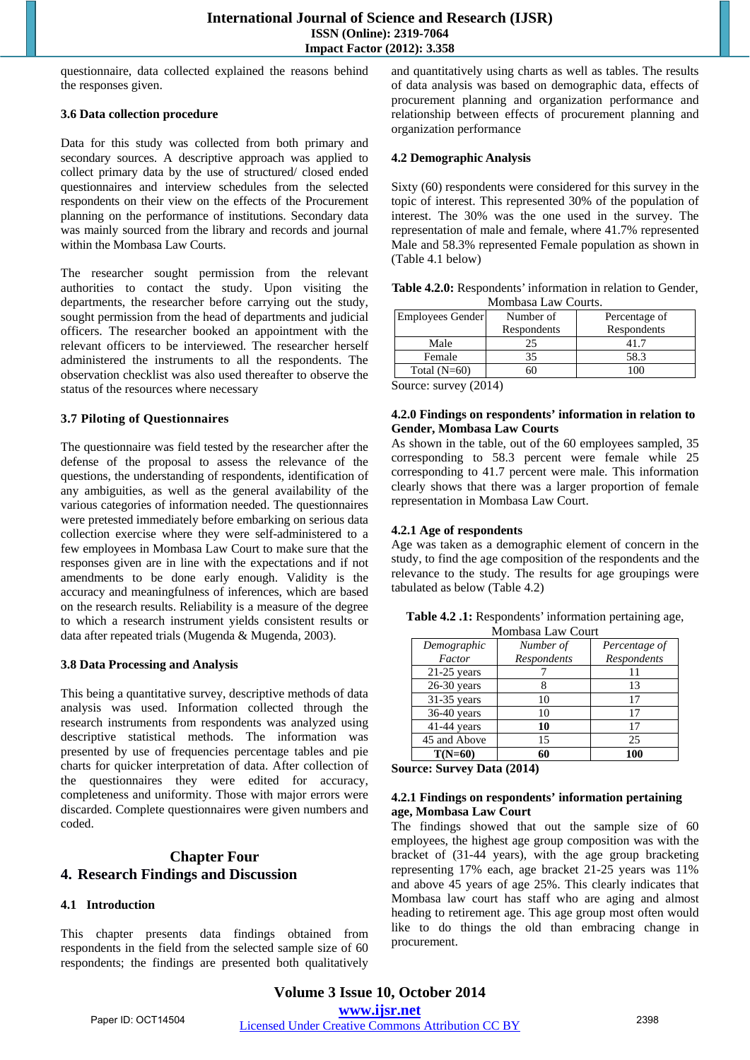questionnaire, data collected explained the reasons behind the responses given.

### 3.6 Data collection procedure

Data for this study was collected from both primary and secondary sources. A descriptive approach was applied to collect primary data by the use of structured/ closed ended questionnaires and interview schedules from the selected respondents on their view on the effects of the Procurement planning on the performance of institutions. Secondary data was mainly sourced from the library and records and journal within the Mombasa Law Courts.

The researcher sought permission from the relevant authorities to contact the study. Upon visiting the departments, the researcher before carrying out the study, sought permission from the head of departments and judicial officers. The researcher booked an appointment with the relevant officers to be interviewed. The researcher herself administered the instruments to all the respondents. The observation checklist was also used thereafter to observe the status of the resources where necessary

### 3.7 Piloting of Questionnaires

The questionnaire was field tested by the researcher after the defense of the proposal to assess the relevance of the questions, the understanding of respondents, identification of any ambiguities, as well as the general availability of the various categories of information needed. The questionnaires were pretested immediately before embarking on serious data collection exercise where they were self-administered to a few employees in Mombasa Law Court to make sure that the responses given are in line with the expectations and if not amendments to be done early enough. Validity is the accuracy and meaningfulness of inferences, which are based on the research results. Reliability is a measure of the degree to which a research instrument yields consistent results or data after repeated trials (Mugenda & Mugenda, 2003).

### 3.8 Data Processing and Analysis

This being a quantitative survey, descriptive methods of data analysis was used. Information collected through the research instruments from respondents was analyzed using descriptive statistical methods. The information was presented by use of frequencies percentage tables and pie charts for quicker interpretation of data. After collection of the questionnaires they were edited for accuracy, completeness and uniformity. Those with major errors were discarded. Complete questionnaires were given numbers and coded.

# Chapter Four

# 4. Research Findings and Discussion

### 4.1 Introduction

This chapter presents data findings obtained from respondents in the field from the selected sample size of 60 respondents; the findings are presented both qualitatively and quantitatively using charts as well as tables. The results of data analysis was based on demographic data, effects of procurement planning and organization performance and relationship between effects of procurement planning and organization performance

### 4.2 Demographic Analysis

Sixty (60) respondents were considered for this survey in the topic of interest. This represented 30% of the population of interest. The 30% was the one used in the survey. The representation of male and female, where 41.7% represented Male and 58.3% represented Female population as shown in (Table 4.1 below)

**Table 4.2.0:** Respondents' information in relation to Gender, Mombasa Law Courts.

| Employees Gender | Number of Respondents | Percentage of Respondents |
|---|---|---|
| Male | 25 | 41.7 |
| Female | 35 | 58.3 |
| Total (N=60) | 60 | 100 |

Source: survey (2014)

#### 4.2.0 Findings on respondents' information in relation to Gender, Mombasa Law Courts

As shown in the table, out of the 60 employees sampled, 35 corresponding to 58.3 percent were female while 25 corresponding to 41.7 percent were male. This information clearly shows that there was a larger proportion of female representation in Mombasa Law Court.

#### 4.2.1 Age of respondents

Age was taken as a demographic element of concern in the study, to find the age composition of the respondents and the relevance to the study. The results for age groupings were tabulated as below (Table 4.2)

**Table 4.2 .1:** Respondents' information pertaining age, Mombasa Law Court

| *Demographic Factor* | *Number of Respondents* | *Percentage of Respondents* |
|---|---|---|
| 21-25 years | 7 | 11 |
| 26-30 years | 8 | 13 |
| 31-35 years | 10 | 17 |
| 36-40 years | 10 | 17 |
| 41-44 years | **10** | 17 |
| 45 and Above | 15 | 25 |
| **T(N=60)** | **60** | **100** |

**Source: Survey Data (2014)**

#### 4.2.1 Findings on respondents' information pertaining age, Mombasa Law Court

The findings showed that out the sample size of 60 employees, the highest age group composition was with the bracket of (31-44 years), with the age group bracketing representing 17% each, age bracket 21-25 years was 11% and above 45 years of age 25%. This clearly indicates that Mombasa law court has staff who are aging and almost heading to retirement age. This age group most often would like to do things the old than embracing change in procurement.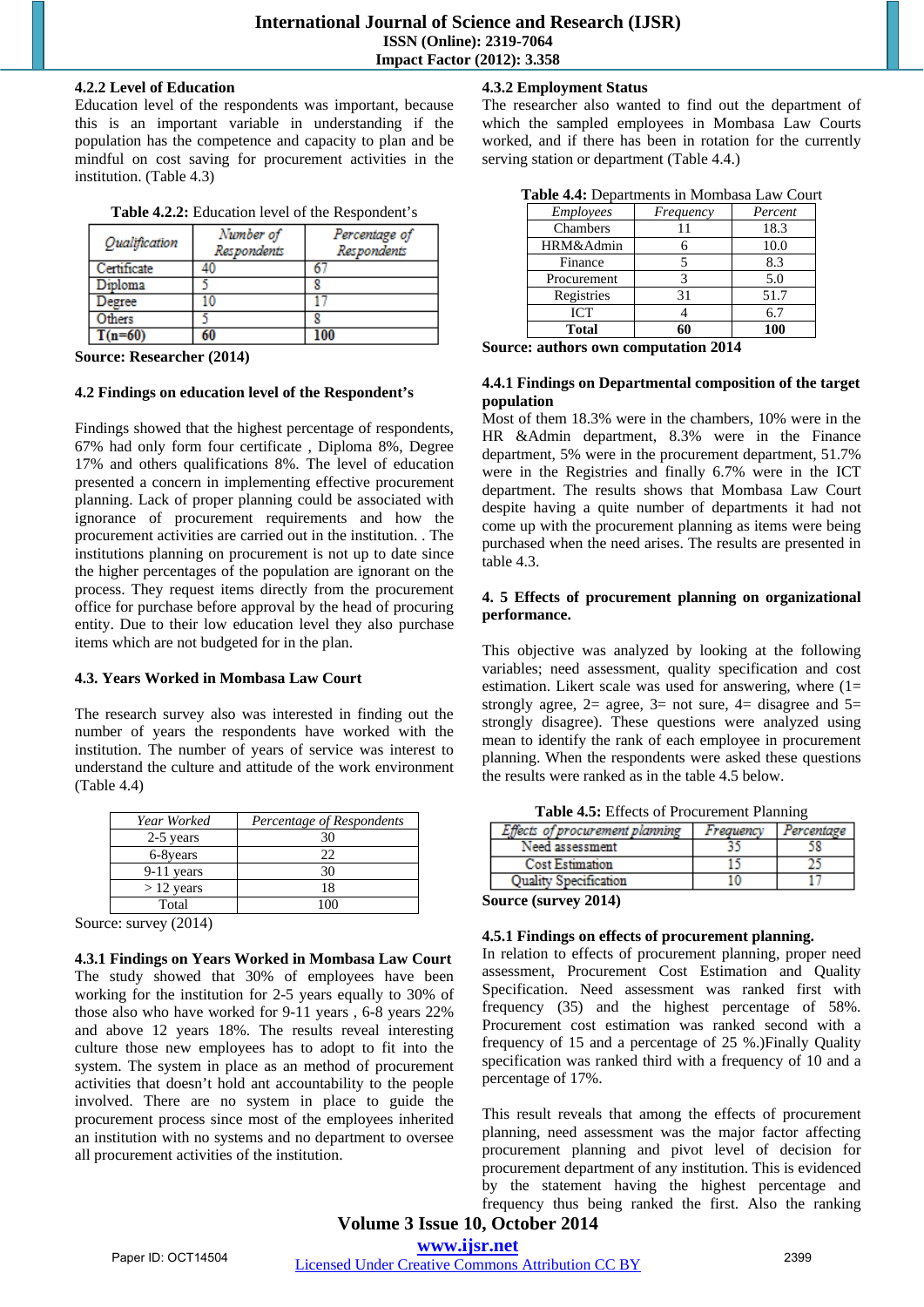### 4.2.2 Level of Education

Education level of the respondents was important, because this is an important variable in understanding if the population has the competence and capacity to plan and be mindful on cost saving for procurement activities in the institution. (Table 4.3)

**Table 4.2.2:** Education level of the Respondent's

| Qualification | Number of Respondents | Percentage of Respondents |
|---|---|---|
| Certificate | 40 | 67 |
| Diploma | 5 | 8 |
| Degree | 10 | 17 |
| Others | 5 | 8 |
| **T(n=60)** | **60** | **100** |

**Source: Researcher (2014)**

### 4.2 Findings on education level of the Respondent's

Findings showed that the highest percentage of respondents, 67% had only form four certificate , Diploma 8%, Degree 17% and others qualifications 8%. The level of education presented a concern in implementing effective procurement planning. Lack of proper planning could be associated with ignorance of procurement requirements and how the procurement activities are carried out in the institution. . The institutions planning on procurement is not up to date since the higher percentages of the population are ignorant on the process. They request items directly from the procurement office for purchase before approval by the head of procuring entity. Due to their low education level they also purchase items which are not budgeted for in the plan.

### 4.3. Years Worked in Mombasa Law Court

The research survey also was interested in finding out the number of years the respondents have worked with the institution. The number of years of service was interest to understand the culture and attitude of the work environment (Table 4.4)

| Year Worked | Percentage of Respondents |
|---|---|
| 2-5 years | 30 |
| 6-8years | 22 |
| 9-11 years | 30 |
| > 12 years | 18 |
| Total | 100 |

Source: survey (2014)

### 4.3.1 Findings on Years Worked in Mombasa Law Court

The study showed that 30% of employees have been working for the institution for 2-5 years equally to 30% of those also who have worked for 9-11 years , 6-8 years 22% and above 12 years 18%. The results reveal interesting culture those new employees has to adopt to fit into the system. The system in place as an method of procurement activities that doesn't hold ant accountability to the people involved. There are no system in place to guide the procurement process since most of the employees inherited an institution with no systems and no department to oversee all procurement activities of the institution.

### 4.3.2 Employment Status

The researcher also wanted to find out the department of which the sampled employees in Mombasa Law Courts worked, and if there has been in rotation for the currently serving station or department (Table 4.4.)

**Table 4.4:** Departments in Mombasa Law Court

| Employees | Frequency | Percent |
|---|---|---|
| Chambers | 11 | 18.3 |
| HRM&Admin | 6 | 10.0 |
| Finance | 5 | 8.3 |
| Procurement | 3 | 5.0 |
| Registries | 31 | 51.7 |
| ICT | 4 | 6.7 |
| **Total** | **60** | **100** |

**Source: authors own computation 2014**

### 4.4.1 Findings on Departmental composition of the target population

Most of them 18.3% were in the chambers, 10% were in the HR &Admin department, 8.3% were in the Finance department, 5% were in the procurement department, 51.7% were in the Registries and finally 6.7% were in the ICT department. The results shows that Mombasa Law Court despite having a quite number of departments it had not come up with the procurement planning as items were being purchased when the need arises. The results are presented in table 4.3.

### 4. 5 Effects of procurement planning on organizational performance.

This objective was analyzed by looking at the following variables; need assessment, quality specification and cost estimation. Likert scale was used for answering, where (1= strongly agree, 2= agree, 3= not sure, 4= disagree and 5= strongly disagree). These questions were analyzed using mean to identify the rank of each employee in procurement planning. When the respondents were asked these questions the results were ranked as in the table 4.5 below.

**Table 4.5:** Effects of Procurement Planning

| Effects of procurement planning | Frequency | Percentage |
|---|---|---|
| Need assessment | 35 | 58 |
| Cost Estimation | 15 | 25 |
| Quality Specification | 10 | 17 |

**Source (survey 2014)**

### 4.5.1 Findings on effects of procurement planning.

In relation to effects of procurement planning, proper need assessment, Procurement Cost Estimation and Quality Specification. Need assessment was ranked first with frequency (35) and the highest percentage of 58%. Procurement cost estimation was ranked second with a frequency of 15 and a percentage of 25 %.)Finally Quality specification was ranked third with a frequency of 10 and a percentage of 17%.

This result reveals that among the effects of procurement planning, need assessment was the major factor affecting procurement planning and pivot level of decision for procurement department of any institution. This is evidenced by the statement having the highest percentage and frequency thus being ranked the first. Also the ranking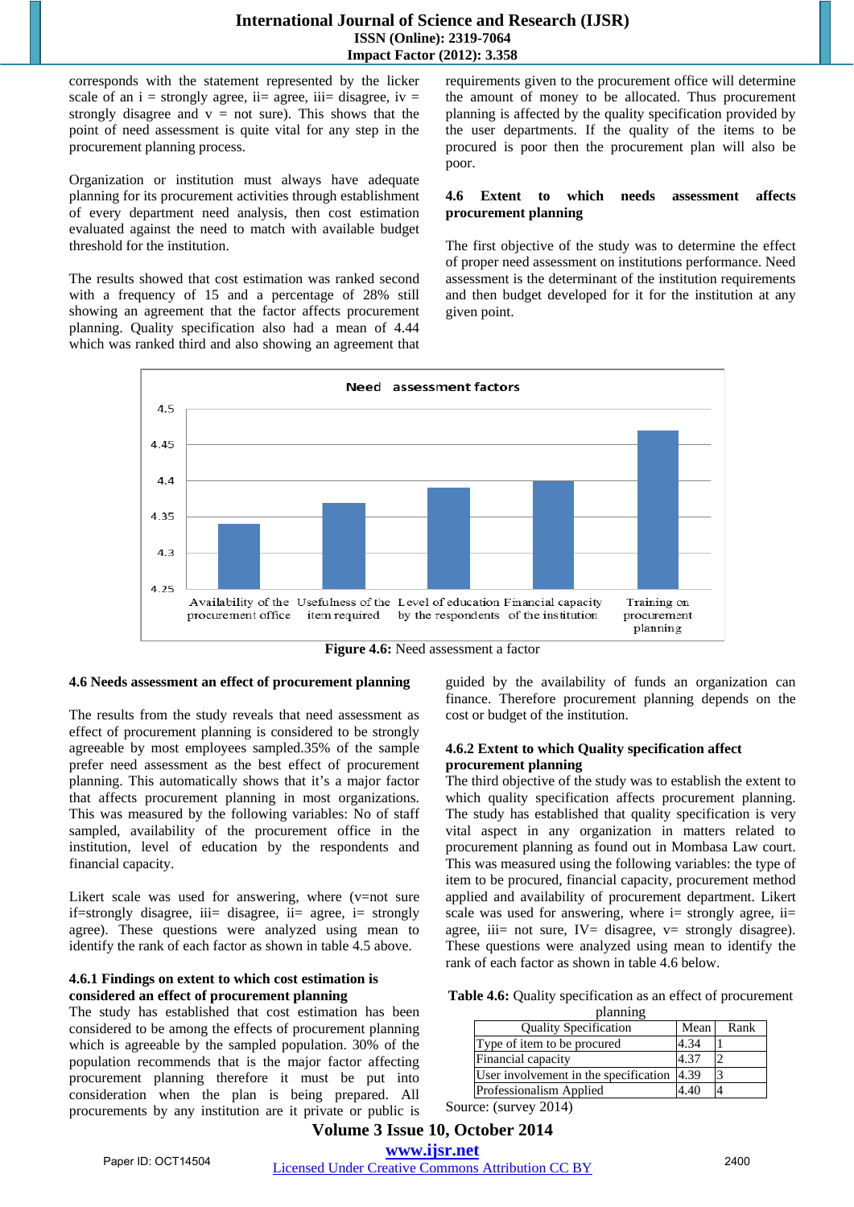corresponds with the statement represented by the licker scale of an i = strongly agree, ii= agree, iii= disagree, iv = strongly disagree and v = not sure). This shows that the point of need assessment is quite vital for any step in the procurement planning process.

Organization or institution must always have adequate planning for its procurement activities through establishment of every department need analysis, then cost estimation evaluated against the need to match with available budget threshold for the institution.

The results showed that cost estimation was ranked second with a frequency of 15 and a percentage of 28% still showing an agreement that the factor affects procurement planning. Quality specification also had a mean of 4.44 which was ranked third and also showing an agreement that requirements given to the procurement office will determine the amount of money to be allocated. Thus procurement planning is affected by the quality specification provided by the user departments. If the quality of the items to be procured is poor then the procurement plan will also be poor.

### 4.6 Extent to which needs assessment affects procurement planning

The first objective of the study was to determine the effect of proper need assessment on institutions performance. Need assessment is the determinant of the institution requirements and then budget developed for it for the institution at any given point.

Need assessment factors

4.5
4.45
4.4
4.35
4.3
4.25

Availability of the procurement office
Usefulness of the item required
Level of education by the respondents
Financial capacity of the institution
Training on procurement planning

**Figure 4.6:** Need assessment a factor

### 4.6 Needs assessment an effect of procurement planning

The results from the study reveals that need assessment as effect of procurement planning is considered to be strongly agreeable by most employees sampled.35% of the sample prefer need assessment as the best effect of procurement planning. This automatically shows that it's a major factor that affects procurement planning in most organizations. This was measured by the following variables: No of staff sampled, availability of the procurement office in the institution, level of education by the respondents and financial capacity.

Likert scale was used for answering, where (v=not sure if=strongly disagree, iii= disagree, ii= agree, i= strongly agree). These questions were analyzed using mean to identify the rank of each factor as shown in table 4.5 above.

### 4.6.1 Findings on extent to which cost estimation is considered an effect of procurement planning

The study has established that cost estimation has been considered to be among the effects of procurement planning which is agreeable by the sampled population. 30% of the population recommends that is the major factor affecting procurement planning therefore it must be put into consideration when the plan is being prepared. All procurements by any institution are it private or public is guided by the availability of funds an organization can finance. Therefore procurement planning depends on the cost or budget of the institution.

### 4.6.2 Extent to which Quality specification affect procurement planning

The third objective of the study was to establish the extent to which quality specification affects procurement planning. The study has established that quality specification is very vital aspect in any organization in matters related to procurement planning as found out in Mombasa Law court. This was measured using the following variables: the type of item to be procured, financial capacity, procurement method applied and availability of procurement department. Likert scale was used for answering, where i= strongly agree, ii= agree, iii= not sure, IV= disagree, v= strongly disagree). These questions were analyzed using mean to identify the rank of each factor as shown in table 4.6 below.

**Table 4.6:** Quality specification as an effect of procurement planning

| Quality Specification | Mean | Rank |
|---|---|---|
| Type of item to be procured | 4.34 | 1 |
| Financial capacity | 4.37 | 2 |
| User involvement in the specification | 4.39 | 3 |
| Professionalism Applied | 4.40 | 4 |

Source: (survey 2014)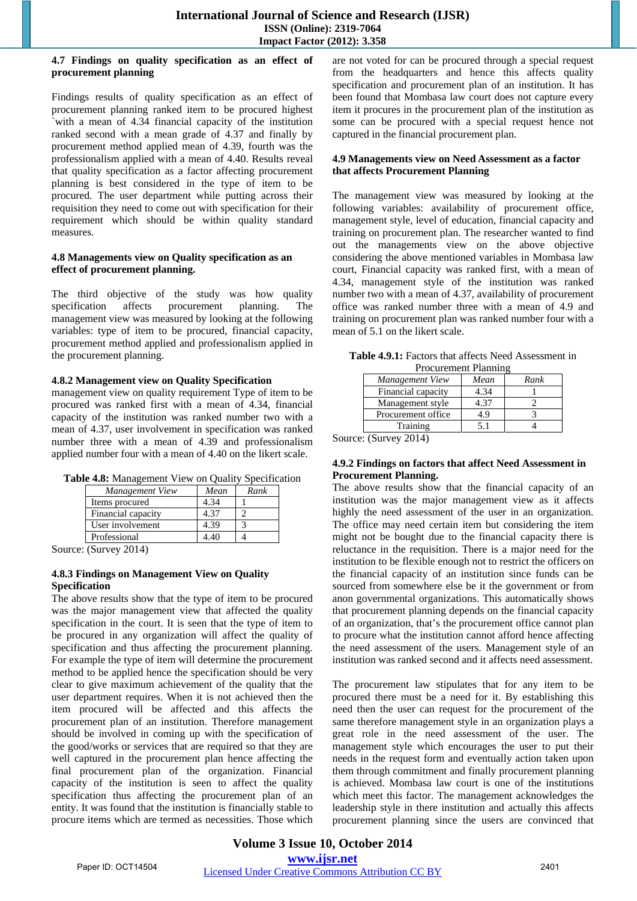### 4.7 Findings on quality specification as an effect of procurement planning

Findings results of quality specification as an effect of procurement planning ranked item to be procured highest `with a mean of 4.34 financial capacity of the institution ranked second with a mean grade of 4.37 and finally by procurement method applied mean of 4.39, fourth was the professionalism applied with a mean of 4.40. Results reveal that quality specification as a factor affecting procurement planning is best considered in the type of item to be procured. The user department while putting across their requisition they need to come out with specification for their requirement which should be within quality standard measures.

### 4.8 Managements view on Quality specification as an effect of procurement planning.

The third objective of the study was how quality specification affects procurement planning. The management view was measured by looking at the following variables: type of item to be procured, financial capacity, procurement method applied and professionalism applied in the procurement planning.

#### 4.8.2 Management view on Quality Specification

management view on quality requirement Type of item to be procured was ranked first with a mean of 4.34, financial capacity of the institution was ranked number two with a mean of 4.37, user involvement in specification was ranked number three with a mean of 4.39 and professionalism applied number four with a mean of 4.40 on the likert scale.

**Table 4.8:** Management View on Quality Specification

| *Management View* | *Mean* | *Rank* |
|---|---|---|
| Items procured | 4.34 | 1 |
| Financial capacity | 4.37 | 2 |
| User involvement | 4.39 | 3 |
| Professional | 4.40 | 4 |

Source: (Survey 2014)

#### 4.8.3 Findings on Management View on Quality Specification

The above results show that the type of item to be procured was the major management view that affected the quality specification in the court. It is seen that the type of item to be procured in any organization will affect the quality of specification and thus affecting the procurement planning. For example the type of item will determine the procurement method to be applied hence the specification should be very clear to give maximum achievement of the quality that the user department requires. When it is not achieved then the item procured will be affected and this affects the procurement plan of an institution. Therefore management should be involved in coming up with the specification of the good/works or services that are required so that they are well captured in the procurement plan hence affecting the final procurement plan of the organization. Financial capacity of the institution is seen to affect the quality specification thus affecting the procurement plan of an entity. It was found that the institution is financially stable to procure items which are termed as necessities. Those which are not voted for can be procured through a special request from the headquarters and hence this affects quality specification and procurement plan of an institution. It has been found that Mombasa law court does not capture every item it procures in the procurement plan of the institution as some can be procured with a special request hence not captured in the financial procurement plan.

### 4.9 Managements view on Need Assessment as a factor that affects Procurement Planning

The management view was measured by looking at the following variables: availability of procurement office, management style, level of education, financial capacity and training on procurement plan. The researcher wanted to find out the managements view on the above objective considering the above mentioned variables in Mombasa law court, Financial capacity was ranked first, with a mean of 4.34, management style of the institution was ranked number two with a mean of 4.37, availability of procurement office was ranked number three with a mean of 4.9 and training on procurement plan was ranked number four with a mean of 5.1 on the likert scale.

**Table 4.9.1:** Factors that affects Need Assessment in Procurement Planning

| *Management View* | *Mean* | *Rank* |
|---|---|---|
| Financial capacity | 4.34 | 1 |
| Management style | 4.37 | 2 |
| Procurement office | 4.9 | 3 |
| Training | 5.1 | 4 |

Source: (Survey 2014)

#### 4.9.2 Findings on factors that affect Need Assessment in Procurement Planning.

The above results show that the financial capacity of an institution was the major management view as it affects highly the need assessment of the user in an organization. The office may need certain item but considering the item might not be bought due to the financial capacity there is reluctance in the requisition. There is a major need for the institution to be flexible enough not to restrict the officers on the financial capacity of an institution since funds can be sourced from somewhere else be it the government or from anon governmental organizations. This automatically shows that procurement planning depends on the financial capacity of an organization, that's the procurement office cannot plan to procure what the institution cannot afford hence affecting the need assessment of the users. Management style of an institution was ranked second and it affects need assessment.

The procurement law stipulates that for any item to be procured there must be a need for it. By establishing this need then the user can request for the procurement of the same therefore management style in an organization plays a great role in the need assessment of the user. The management style which encourages the user to put their needs in the request form and eventually action taken upon them through commitment and finally procurement planning is achieved. Mombasa law court is one of the institutions which meet this factor. The management acknowledges the leadership style in there institution and actually this affects procurement planning since the users are convinced that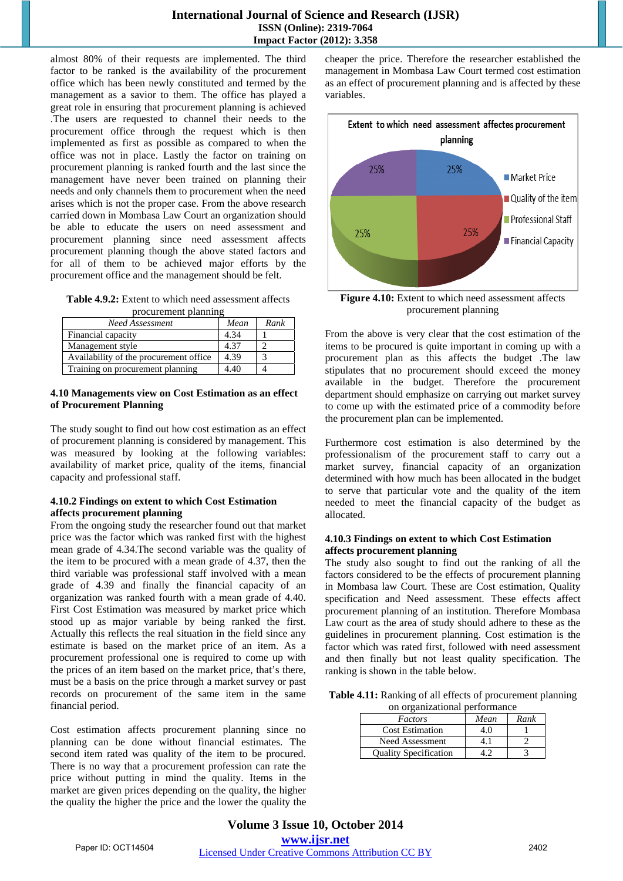almost 80% of their requests are implemented. The third factor to be ranked is the availability of the procurement office which has been newly constituted and termed by the management as a savior to them. The office has played a great role in ensuring that procurement planning is achieved .The users are requested to channel their needs to the procurement office through the request which is then implemented as first as possible as compared to when the office was not in place. Lastly the factor on training on procurement planning is ranked fourth and the last since the management have never been trained on planning their needs and only channels them to procurement when the need arises which is not the proper case. From the above research carried down in Mombasa Law Court an organization should be able to educate the users on need assessment and procurement planning since need assessment affects procurement planning though the above stated factors and for all of them to be achieved major efforts by the procurement office and the management should be felt.

**Table 4.9.2:** Extent to which need assessment affects procurement planning

| *Need Assessment* | *Mean* | *Rank* |
|---|---|---|
| Financial capacity | 4.34 | 1 |
| Management style | 4.37 | 2 |
| Availability of the procurement office | 4.39 | 3 |
| Training on procurement planning | 4.40 | 4 |

### 4.10 Managements view on Cost Estimation as an effect of Procurement Planning

The study sought to find out how cost estimation as an effect of procurement planning is considered by management. This was measured by looking at the following variables: availability of market price, quality of the items, financial capacity and professional staff.

#### 4.10.2 Findings on extent to which Cost Estimation affects procurement planning

From the ongoing study the researcher found out that market price was the factor which was ranked first with the highest mean grade of 4.34.The second variable was the quality of the item to be procured with a mean grade of 4.37, then the third variable was professional staff involved with a mean grade of 4.39 and finally the financial capacity of an organization was ranked fourth with a mean grade of 4.40. First Cost Estimation was measured by market price which stood up as major variable by being ranked the first. Actually this reflects the real situation in the field since any estimate is based on the market price of an item. As a procurement professional one is required to come up with the prices of an item based on the market price, that's there, must be a basis on the price through a market survey or past records on procurement of the same item in the same financial period.

Cost estimation affects procurement planning since no planning can be done without financial estimation. The second item rated was quality of the item to be procured. There is no way that a procurement profession can rate the price without putting in mind the quality. Items in the market are given prices depending on the quality, the higher the quality the higher the price and the lower the quality the cheaper the price. Therefore the researcher established the management in Mombasa Law Court termed cost estimation as an effect of procurement planning and is affected by these variables.

Extent to which need assessment affectes procurement planning

25%
25%
25%
25%

Market Price
Quality of the item
Professional Staff
Financial Capacity

**Figure 4.10:** Extent to which need assessment affects procurement planning

From the above is very clear that the cost estimation of the items to be procured is quite important in coming up with a procurement plan as this affects the budget .The law stipulates that no procurement should exceed the money available in the budget. Therefore the procurement department should emphasize on carrying out market survey to come up with the estimated price of a commodity before the procurement plan can be implemented.

Furthermore cost estimation is also determined by the professionalism of the procurement staff to carry out a market survey, financial capacity of an organization determined with how much has been allocated in the budget to serve that particular vote and the quality of the item needed to meet the financial capacity of the budget as allocated.

#### 4.10.3 Findings on extent to which Cost Estimation affects procurement planning

The study also sought to find out the ranking of all the factors considered to be the effects of procurement planning in Mombasa law Court. These are Cost estimation, Quality specification and Need assessment. These effects affect procurement planning of an institution. Therefore Mombasa Law court as the area of study should adhere to these as the guidelines in procurement planning. Cost estimation is the factor which was ranked first, followed with need assessment and then finally but not least quality specification. The ranking is shown in the table below.

**Table 4.11:** Ranking of all effects of procurement planning on organizational performance

| *Factors* | *Mean* | *Rank* |
|---|---|---|
| Cost Estimation | 4.0 | 1 |
| Need Assessment | 4.1 | 2 |
| Quality Specification | 4.2 | 3 |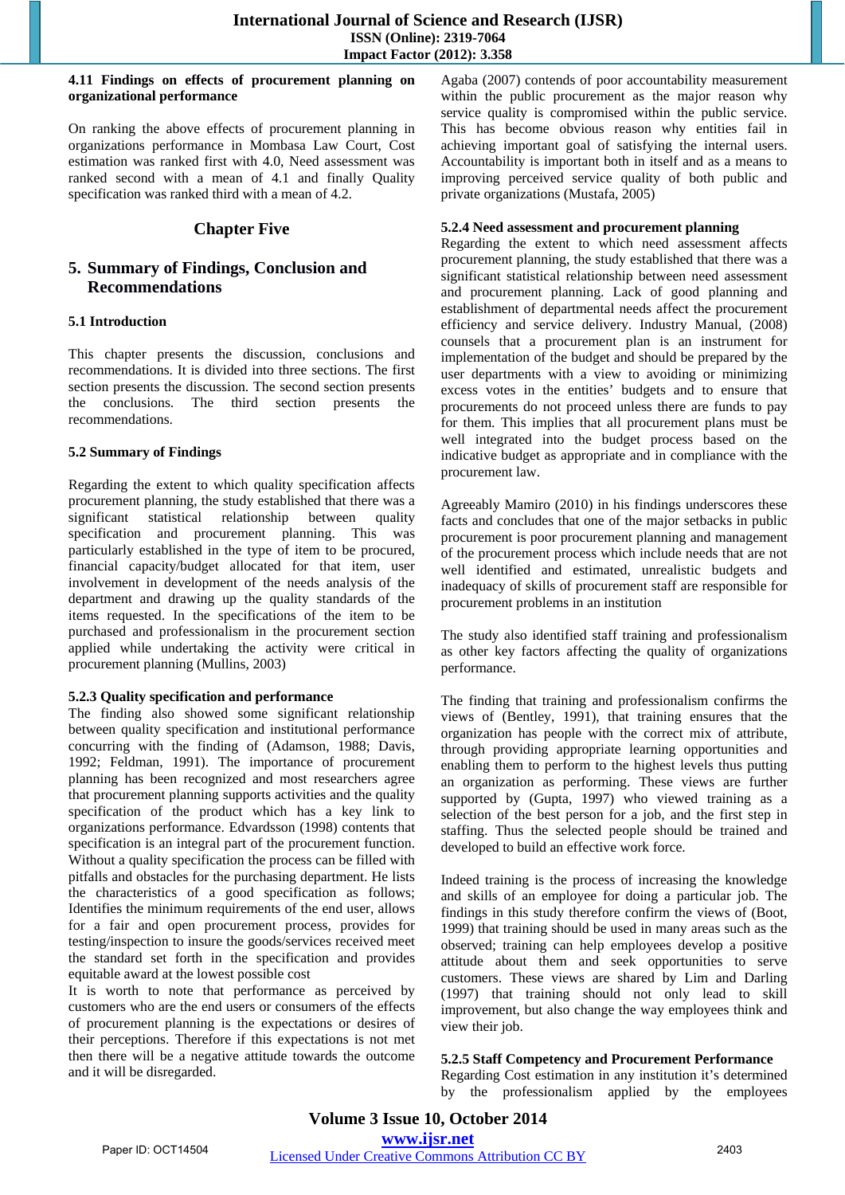### 4.11 Findings on effects of procurement planning on organizational performance

On ranking the above effects of procurement planning in organizations performance in Mombasa Law Court, Cost estimation was ranked first with 4.0, Need assessment was ranked second with a mean of 4.1 and finally Quality specification was ranked third with a mean of 4.2.

## Chapter Five

# 5. Summary of Findings, Conclusion and Recommendations

### 5.1 Introduction

This chapter presents the discussion, conclusions and recommendations. It is divided into three sections. The first section presents the discussion. The second section presents the conclusions. The third section presents the recommendations.

### 5.2 Summary of Findings

Regarding the extent to which quality specification affects procurement planning, the study established that there was a significant statistical relationship between quality specification and procurement planning. This was particularly established in the type of item to be procured, financial capacity/budget allocated for that item, user involvement in development of the needs analysis of the department and drawing up the quality standards of the items requested. In the specifications of the item to be purchased and professionalism in the procurement section applied while undertaking the activity were critical in procurement planning (Mullins, 2003)

#### 5.2.3 Quality specification and performance

The finding also showed some significant relationship between quality specification and institutional performance concurring with the finding of (Adamson, 1988; Davis, 1992; Feldman, 1991). The importance of procurement planning has been recognized and most researchers agree that procurement planning supports activities and the quality specification of the product which has a key link to organizations performance. Edvardsson (1998) contends that specification is an integral part of the procurement function. Without a quality specification the process can be filled with pitfalls and obstacles for the purchasing department. He lists the characteristics of a good specification as follows; Identifies the minimum requirements of the end user, allows for a fair and open procurement process, provides for testing/inspection to insure the goods/services received meet the standard set forth in the specification and provides equitable award at the lowest possible cost

It is worth to note that performance as perceived by customers who are the end users or consumers of the effects of procurement planning is the expectations or desires of their perceptions. Therefore if this expectations is not met then there will be a negative attitude towards the outcome and it will be disregarded.

Agaba (2007) contends of poor accountability measurement within the public procurement as the major reason why service quality is compromised within the public service. This has become obvious reason why entities fail in achieving important goal of satisfying the internal users. Accountability is important both in itself and as a means to improving perceived service quality of both public and private organizations (Mustafa, 2005)

#### 5.2.4 Need assessment and procurement planning

Regarding the extent to which need assessment affects procurement planning, the study established that there was a significant statistical relationship between need assessment and procurement planning. Lack of good planning and establishment of departmental needs affect the procurement efficiency and service delivery. Industry Manual, (2008) counsels that a procurement plan is an instrument for implementation of the budget and should be prepared by the user departments with a view to avoiding or minimizing excess votes in the entities' budgets and to ensure that procurements do not proceed unless there are funds to pay for them. This implies that all procurement plans must be well integrated into the budget process based on the indicative budget as appropriate and in compliance with the procurement law.

Agreeably Mamiro (2010) in his findings underscores these facts and concludes that one of the major setbacks in public procurement is poor procurement planning and management of the procurement process which include needs that are not well identified and estimated, unrealistic budgets and inadequacy of skills of procurement staff are responsible for procurement problems in an institution

The study also identified staff training and professionalism as other key factors affecting the quality of organizations performance.

The finding that training and professionalism confirms the views of (Bentley, 1991), that training ensures that the organization has people with the correct mix of attribute, through providing appropriate learning opportunities and enabling them to perform to the highest levels thus putting an organization as performing. These views are further supported by (Gupta, 1997) who viewed training as a selection of the best person for a job, and the first step in staffing. Thus the selected people should be trained and developed to build an effective work force.

Indeed training is the process of increasing the knowledge and skills of an employee for doing a particular job. The findings in this study therefore confirm the views of (Boot, 1999) that training should be used in many areas such as the observed; training can help employees develop a positive attitude about them and seek opportunities to serve customers. These views are shared by Lim and Darling (1997) that training should not only lead to skill improvement, but also change the way employees think and view their job.

#### 5.2.5 Staff Competency and Procurement Performance

Regarding Cost estimation in any institution it's determined by the professionalism applied by the employees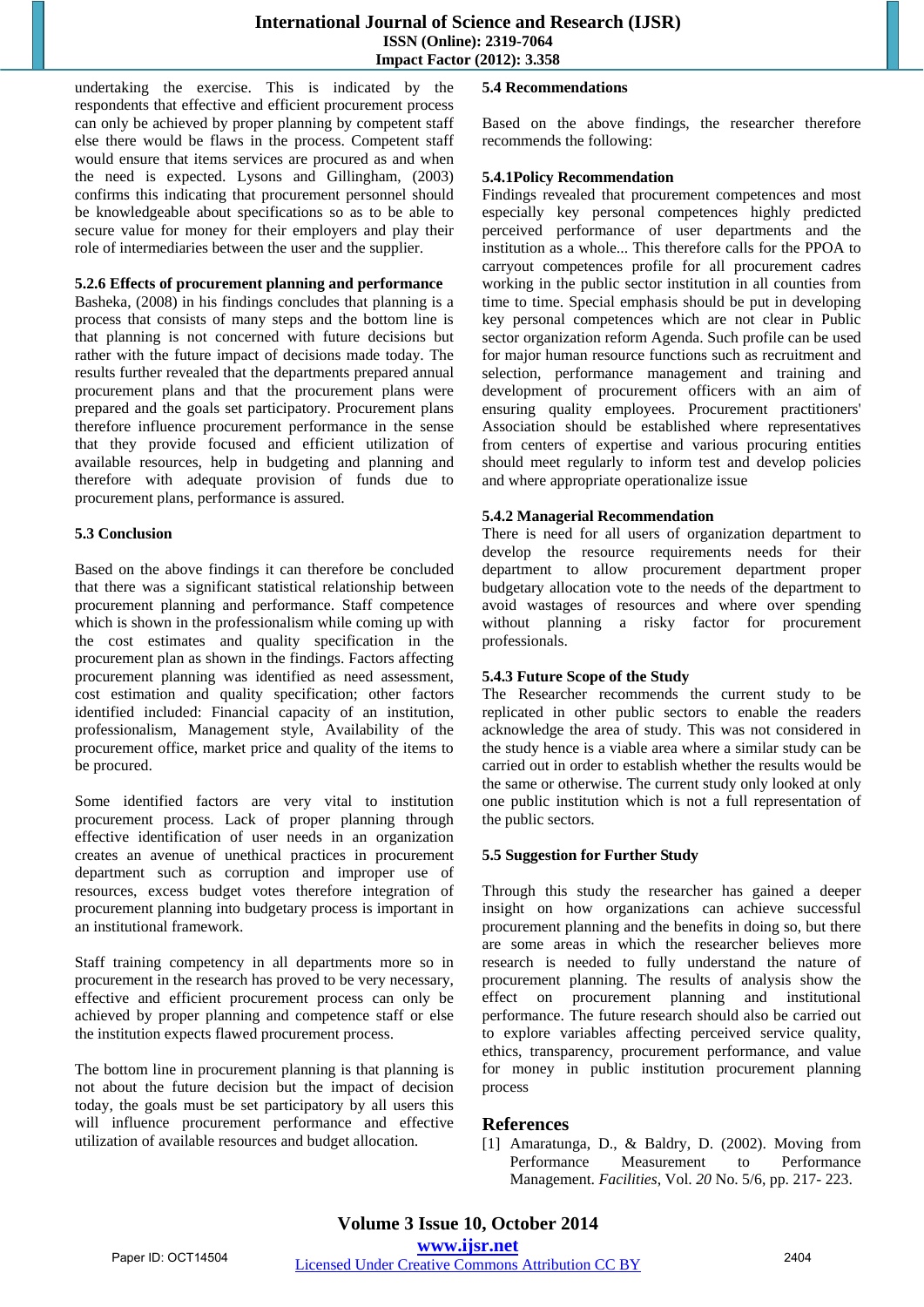undertaking the exercise. This is indicated by the respondents that effective and efficient procurement process can only be achieved by proper planning by competent staff else there would be flaws in the process. Competent staff would ensure that items services are procured as and when the need is expected. Lysons and Gillingham, (2003) confirms this indicating that procurement personnel should be knowledgeable about specifications so as to be able to secure value for money for their employers and play their role of intermediaries between the user and the supplier.

### 5.2.6 Effects of procurement planning and performance

Basheka, (2008) in his findings concludes that planning is a process that consists of many steps and the bottom line is that planning is not concerned with future decisions but rather with the future impact of decisions made today. The results further revealed that the departments prepared annual procurement plans and that the procurement plans were prepared and the goals set participatory. Procurement plans therefore influence procurement performance in the sense that they provide focused and efficient utilization of available resources, help in budgeting and planning and therefore with adequate provision of funds due to procurement plans, performance is assured.

## 5.3 Conclusion

Based on the above findings it can therefore be concluded that there was a significant statistical relationship between procurement planning and performance. Staff competence which is shown in the professionalism while coming up with the cost estimates and quality specification in the procurement plan as shown in the findings. Factors affecting procurement planning was identified as need assessment, cost estimation and quality specification; other factors identified included: Financial capacity of an institution, professionalism, Management style, Availability of the procurement office, market price and quality of the items to be procured.

Some identified factors are very vital to institution procurement process. Lack of proper planning through effective identification of user needs in an organization creates an avenue of unethical practices in procurement department such as corruption and improper use of resources, excess budget votes therefore integration of procurement planning into budgetary process is important in an institutional framework.

Staff training competency in all departments more so in procurement in the research has proved to be very necessary, effective and efficient procurement process can only be achieved by proper planning and competence staff or else the institution expects flawed procurement process.

The bottom line in procurement planning is that planning is not about the future decision but the impact of decision today, the goals must be set participatory by all users this will influence procurement performance and effective utilization of available resources and budget allocation.

## 5.4 Recommendations

Based on the above findings, the researcher therefore recommends the following:

### 5.4.1Policy Recommendation

Findings revealed that procurement competences and most especially key personal competences highly predicted perceived performance of user departments and the institution as a whole... This therefore calls for the PPOA to carryout competences profile for all procurement cadres working in the public sector institution in all counties from time to time. Special emphasis should be put in developing key personal competences which are not clear in Public sector organization reform Agenda. Such profile can be used for major human resource functions such as recruitment and selection, performance management and training and development of procurement officers with an aim of ensuring quality employees. Procurement practitioners' Association should be established where representatives from centers of expertise and various procuring entities should meet regularly to inform test and develop policies and where appropriate operationalize issue

### 5.4.2 Managerial Recommendation

There is need for all users of organization department to develop the resource requirements needs for their department to allow procurement department proper budgetary allocation vote to the needs of the department to avoid wastages of resources and where over spending without planning a risky factor for procurement professionals.

### 5.4.3 Future Scope of the Study

The Researcher recommends the current study to be replicated in other public sectors to enable the readers acknowledge the area of study. This was not considered in the study hence is a viable area where a similar study can be carried out in order to establish whether the results would be the same or otherwise. The current study only looked at only one public institution which is not a full representation of the public sectors.

## 5.5 Suggestion for Further Study

Through this study the researcher has gained a deeper insight on how organizations can achieve successful procurement planning and the benefits in doing so, but there are some areas in which the researcher believes more research is needed to fully understand the nature of procurement planning. The results of analysis show the effect on procurement planning and institutional performance. The future research should also be carried out to explore variables affecting perceived service quality, ethics, transparency, procurement performance, and value for money in public institution procurement planning process

# References

[1] Amaratunga, D., & Baldry, D. (2002). Moving from Performance Measurement to Performance Management. *Facilities*, Vol. *20* No. 5/6, pp. 217- 223.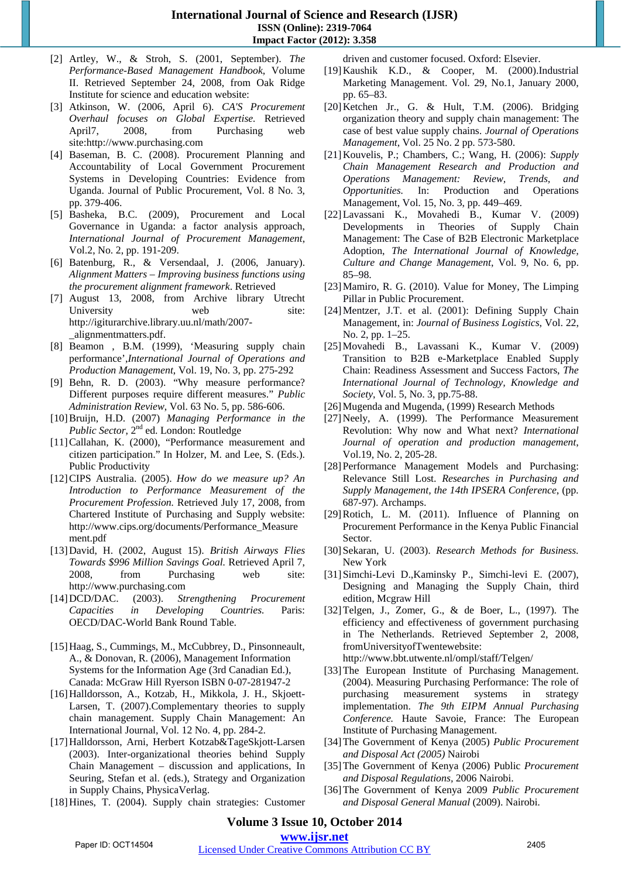[2] Artley, W., & Stroh, S. (2001, September). *The Performance-Based Management Handbook*, Volume II. Retrieved September 24, 2008, from Oak Ridge Institute for science and education website:

[3] Atkinson, W. (2006, April 6). *CA'S Procurement Overhaul focuses on Global Expertise.* Retrieved April7, 2008, from Purchasing web site:http://www.purchasing.com

[4] Baseman, B. C. (2008). Procurement Planning and Accountability of Local Government Procurement Systems in Developing Countries: Evidence from Uganda. Journal of Public Procurement, Vol. 8 No. 3, pp. 379-406.

[5] Basheka, B.C. (2009), Procurement and Local Governance in Uganda: a factor analysis approach, *International Journal of Procurement Management*, Vol.2, No. 2, pp. 191-209.

[6] Batenburg, R., & Versendaal, J. (2006, January). *Alignment Matters – Improving business functions using the procurement alignment framework*. Retrieved

[7] August 13, 2008, from Archive library Utrecht University web site: http://igiturarchive.library.uu.nl/math/2007-_alignmentmatters.pdf.

[8] Beamon , B.M. (1999), 'Measuring supply chain performance',*International Journal of Operations and Production Management*, Vol. 19, No. 3, pp. 275-292

[9] Behn, R. D. (2003). "Why measure performance? Different purposes require different measures." *Public Administration Review*, Vol. 63 No. 5, pp. 586-606.

[10] Bruijn, H.D. (2007) *Managing Performance in the Public Sector*, 2[nd] ed. London: Routledge

[11] Callahan, K. (2000), "Performance measurement and citizen participation." In Holzer, M. and Lee, S. (Eds.). Public Productivity

[12] CIPS Australia. (2005). *How do we measure up? An Introduction to Performance Measurement of the Procurement Profession.* Retrieved July 17, 2008, from Chartered Institute of Purchasing and Supply website: http://www.cips.org/documents/Performance_Measurement.pdf

[13] David, H. (2002, August 15). *British Airways Flies Towards $996 Million Savings Goal.* Retrieved April 7, 2008, from Purchasing web site: http://www.purchasing.com

[14] DCD/DAC. (2003). *Strengthening Procurement Capacities in Developing Countries.* Paris: OECD/DAC-World Bank Round Table.

[15] Haag, S., Cummings, M., McCubbrey, D., Pinsonneault, A., & Donovan, R. (2006), Management Information Systems for the Information Age (3rd Canadian Ed.), Canada: McGraw Hill Ryerson ISBN 0-07-281947-2

[16] Halldorsson, A., Kotzab, H., Mikkola, J. H., Skjoett-Larsen, T. (2007).Complementary theories to supply chain management. Supply Chain Management: An International Journal, Vol. 12 No. 4, pp. 284-2.

[17] Halldorsson, Arni, Herbert Kotzab&TageSkjott-Larsen (2003). Inter-organizational theories behind Supply Chain Management – discussion and applications, In Seuring, Stefan et al. (eds.), Strategy and Organization in Supply Chains, PhysicaVerlag.

[18] Hines, T. (2004). Supply chain strategies: Customer driven and customer focused. Oxford: Elsevier.

[19] Kaushik K.D., & Cooper, M. (2000).Industrial Marketing Management. Vol. 29, No.1, January 2000, pp. 65–83.

[20] Ketchen Jr., G. & Hult, T.M. (2006). Bridging organization theory and supply chain management: The case of best value supply chains. *Journal of Operations Management*, Vol. 25 No. 2 pp. 573-580.

[21] Kouvelis, P.; Chambers, C.; Wang, H. (2006): *Supply Chain Management Research and Production and Operations Management: Review, Trends, and Opportunities.* In: Production and Operations Management, Vol. 15, No. 3, pp. 449–469.

[22] Lavassani K., Movahedi B., Kumar V. (2009) Developments in Theories of Supply Chain Management: The Case of B2B Electronic Marketplace Adoption, *The International Journal of Knowledge, Culture and Change Management*, Vol. 9, No. 6, pp. 85–98.

[23] Mamiro, R. G. (2010). Value for Money, The Limping Pillar in Public Procurement.

[24] Mentzer, J.T. et al. (2001): Defining Supply Chain Management, in: *Journal of Business Logistics*, Vol. 22, No. 2, pp. 1–25.

[25] Movahedi B., Lavassani K., Kumar V. (2009) Transition to B2B e-Marketplace Enabled Supply Chain: Readiness Assessment and Success Factors, *The International Journal of Technology, Knowledge and Society*, Vol. 5, No. 3, pp.75-88.

[26] Mugenda and Mugenda, (1999) Research Methods

[27] Neely, A. (1999). The Performance Measurement Revolution: Why now and What next? *International Journal of operation and production management*, Vol.19, No. 2, 205-28.

[28] Performance Management Models and Purchasing: Relevance Still Lost. *Researches in Purchasing and Supply Management, the 14th IPSERA Conference*, (pp. 687-97). Archamps.

[29] Rotich, L. M. (2011). Influence of Planning on Procurement Performance in the Kenya Public Financial Sector.

[30] Sekaran, U. (2003). *Research Methods for Business.* New York

[31] Simchi-Levi D.,Kaminsky P., Simchi-levi E. (2007), Designing and Managing the Supply Chain, third edition, Mcgraw Hill

[32] Telgen, J., Zomer, G., & de Boer, L., (1997). The efficiency and effectiveness of government purchasing in The Netherlands. Retrieved September 2, 2008, fromUniversityofTwentewebsite: http://www.bbt.utwente.nl/ompl/staff/Telgen/

[33] The European Institute of Purchasing Management. (2004). Measuring Purchasing Performance: The role of purchasing measurement systems in strategy implementation. *The 9th EIPM Annual Purchasing Conference.* Haute Savoie, France: The European Institute of Purchasing Management.

[34] The Government of Kenya (2005) *Public Procurement and Disposal Act (2005)* Nairobi

[35] The Government of Kenya (2006) Public *Procurement and Disposal Regulations*, 2006 Nairobi.

[36] The Government of Kenya 2009 *Public Procurement and Disposal General Manual* (2009). Nairobi.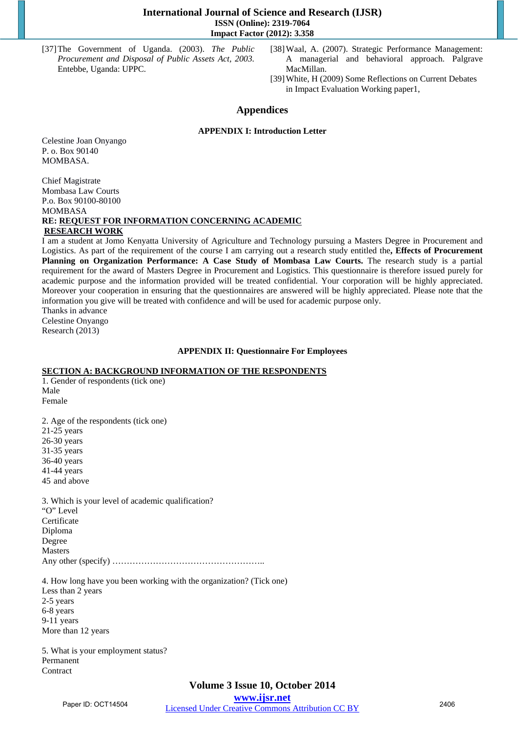[37] The Government of Uganda. (2003). *The Public Procurement and Disposal of Public Assets Act, 2003.* Entebbe, Uganda: UPPC.

[38] Waal, A. (2007). Strategic Performance Management: A managerial and behavioral approach. Palgrave MacMillan.

[39] White, H (2009) Some Reflections on Current Debates in Impact Evaluation Working paper1,

## Appendices

### APPENDIX I: Introduction Letter

Celestine Joan Onyango
P. o. Box 90140
MOMBASA.

Chief Magistrate
Mombasa Law Courts
P.o. Box 90100-80100
MOMBASA

**RE: <u>REQUEST FOR INFORMATION CONCERNING ACADEMIC RESEARCH WORK</u>**

I am a student at Jomo Kenyatta University of Agriculture and Technology pursuing a Masters Degree in Procurement and Logistics. As part of the requirement of the course I am carrying out a research study entitled the**, Effects of Procurement Planning on Organization Performance: A Case Study of Mombasa Law Courts.** The research study is a partial requirement for the award of Masters Degree in Procurement and Logistics. This questionnaire is therefore issued purely for academic purpose and the information provided will be treated confidential. Your corporation will be highly appreciated. Moreover your cooperation in ensuring that the questionnaires are answered will be highly appreciated. Please note that the information you give will be treated with confidence and will be used for academic purpose only.

Thanks in advance
Celestine Onyango
Research (2013)

### APPENDIX II: Questionnaire For Employees

**<u>SECTION A: BACKGROUND INFORMATION OF THE RESPONDENTS</u>**

1. Gender of respondents (tick one)
Male
Female

2. Age of the respondents (tick one)
21-25 years
26-30 years
31-35 years
36-40 years
41-44 years
45 and above

3. Which is your level of academic qualification?
"O" Level
Certificate
Diploma
Degree
Masters
Any other (specify) ……………………………………………..

4. How long have you been working with the organization? (Tick one)
Less than 2 years
2-5 years
6-8 years
9-11 years
More than 12 years

5. What is your employment status?
Permanent
Contract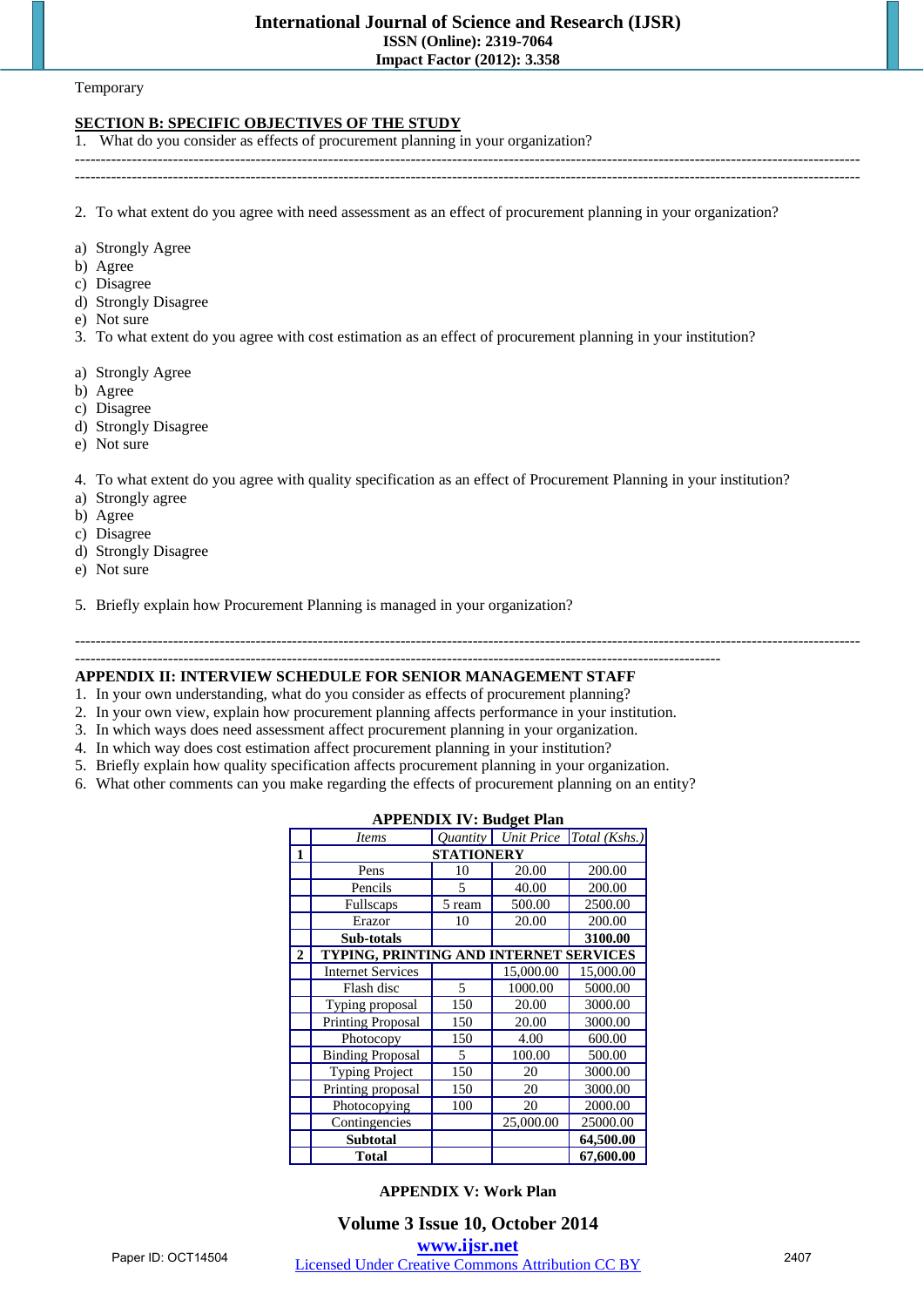Temporary

**SECTION B: SPECIFIC OBJECTIVES OF THE STUDY**

1. What do you consider as effects of procurement planning in your organization?

---------------------------------------------------------------------------------------------------------------------------------------------------------

---------------------------------------------------------------------------------------------------------------------------------------------------------

2. To what extent do you agree with need assessment as an effect of procurement planning in your organization?

a) Strongly Agree
b) Agree
c) Disagree
d) Strongly Disagree
e) Not sure

3. To what extent do you agree with cost estimation as an effect of procurement planning in your institution?

a) Strongly Agree
b) Agree
c) Disagree
d) Strongly Disagree
e) Not sure

4. To what extent do you agree with quality specification as an effect of Procurement Planning in your institution?

a) Strongly agree
b) Agree
c) Disagree
d) Strongly Disagree
e) Not sure

5. Briefly explain how Procurement Planning is managed in your organization?

---------------------------------------------------------------------------------------------------------------------------------------------------------

------------------------------------------------------------------------------------------------------------------------------

**APPENDIX II: INTERVIEW SCHEDULE FOR SENIOR MANAGEMENT STAFF**

1. In your own understanding, what do you consider as effects of procurement planning?
2. In your own view, explain how procurement planning affects performance in your institution.
3. In which ways does need assessment affect procurement planning in your organization.
4. In which way does cost estimation affect procurement planning in your institution?
5. Briefly explain how quality specification affects procurement planning in your organization.
6. What other comments can you make regarding the effects of procurement planning on an entity?

**APPENDIX IV: Budget Plan**

| | *Items* | *Quantity* | *Unit Price* | *Total (Kshs.)* |
|---|---|---|---|---|
| **1** | **STATIONERY** | | | |
| | Pens | 10 | 20.00 | 200.00 |
| | Pencils | 5 | 40.00 | 200.00 |
| | Fullscaps | 5 ream | 500.00 | 2500.00 |
| | Erazor | 10 | 20.00 | 200.00 |
| | **Sub-totals** | | | **3100.00** |
| **2** | **TYPING, PRINTING AND INTERNET SERVICES** | | | |
| | Internet Services | | 15,000.00 | 15,000.00 |
| | Flash disc | 5 | 1000.00 | 5000.00 |
| | Typing proposal | 150 | 20.00 | 3000.00 |
| | Printing Proposal | 150 | 20.00 | 3000.00 |
| | Photocopy | 150 | 4.00 | 600.00 |
| | Binding Proposal | 5 | 100.00 | 500.00 |
| | Typing Project | 150 | 20 | 3000.00 |
| | Printing proposal | 150 | 20 | 3000.00 |
| | Photocopying | 100 | 20 | 2000.00 |
| | Contingencies | | 25,000.00 | 25000.00 |
| | **Subtotal** | | | **64,500.00** |
| | **Total** | | | **67,600.00** |

**APPENDIX V: Work Plan**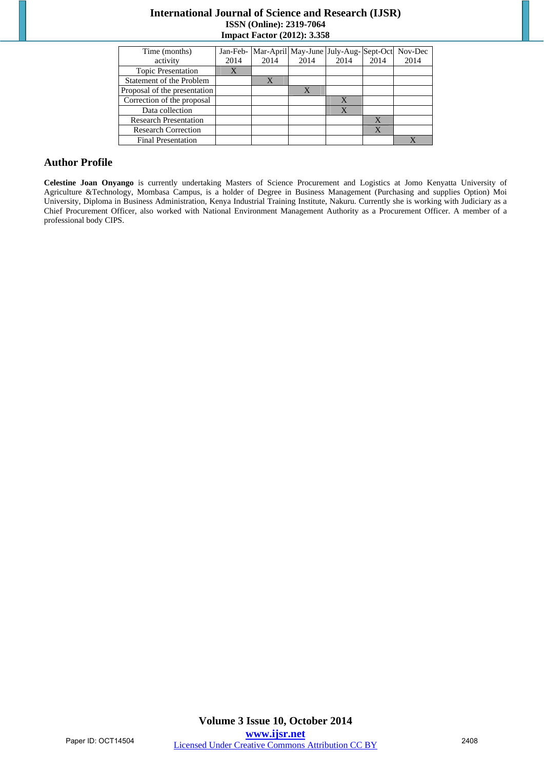| Time (months) activity | Jan-Feb-2014 | Mar-April 2014 | May-June 2014 | July-Aug-2014 | Sept-Oct 2014 | Nov-Dec 2014 |
|---|---|---|---|---|---|---|
| Topic Presentation | X | | | | | |
| Statement of the Problem | | X | | | | |
| Proposal of the presentation | | | X | | | |
| Correction of the proposal | | | | X | | |
| Data collection | | | | X | | |
| Research Presentation | | | | | X | |
| Research Correction | | | | | X | |
| Final Presentation | | | | | | X |

## Author Profile

**Celestine Joan Onyango** is currently undertaking Masters of Science Procurement and Logistics at Jomo Kenyatta University of Agriculture &Technology, Mombasa Campus, is a holder of Degree in Business Management (Purchasing and supplies Option) Moi University, Diploma in Business Administration, Kenya Industrial Training Institute, Nakuru. Currently she is working with Judiciary as a Chief Procurement Officer, also worked with National Environment Management Authority as a Procurement Officer. A member of a professional body CIPS.